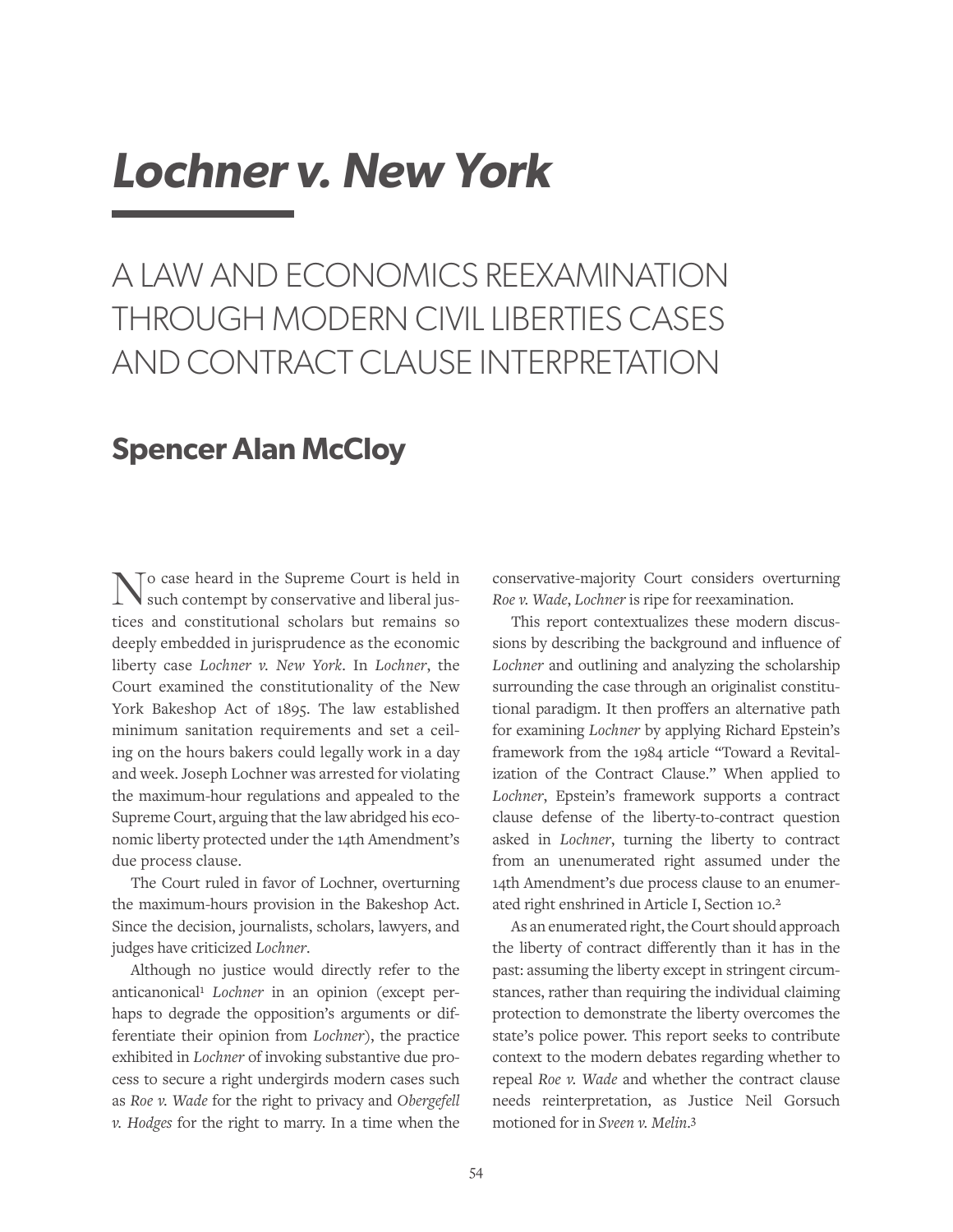# *Lochner v. New York*

## A LAW AND ECONOMICS REEXAMINATION THROUGH MODERN CIVIL LIBERTIES CASES AND CONTRACT CLAUSE INTERPRETATION

### Spencer Alan McCloy

No case heard in the Supreme Court is held in such contempt by conservative and liberal justices and constitutional scholars but remains so deeply embedded in jurisprudence as the economic liberty case *Lochner v. New York*. In *Lochner*, the Court examined the constitutionality of the New York Bakeshop Act of 1895. The law established minimum sanitation requirements and set a ceiling on the hours bakers could legally work in a day and week. Joseph Lochner was arrested for violating the maximum-hour regulations and appealed to the Supreme Court, arguing that the law abridged his economic liberty protected under the 14th Amendment's due process clause.

The Court ruled in favor of Lochner, overturning the maximum-hours provision in the Bakeshop Act. Since the decision, journalists, scholars, lawyers, and judges have criticized *Lochner*.

Although no justice would directly refer to the anticanonical[1] *Lochner* in an opinion (except perhaps to degrade the opposition's arguments or differentiate their opinion from *Lochner*), the practice exhibited in *Lochner* of invoking substantive due process to secure a right undergirds modern cases such as *Roe v. Wade* for the right to privacy and *Obergefell v. Hodges* for the right to marry. In a time when the conservative-majority Court considers overturning *Roe v. Wade*, *Lochner* is ripe for reexamination.

This report contextualizes these modern discussions by describing the background and influence of *Lochner* and outlining and analyzing the scholarship surrounding the case through an originalist constitutional paradigm. It then proffers an alternative path for examining *Lochner* by applying Richard Epstein's framework from the 1984 article "Toward a Revitalization of the Contract Clause." When applied to *Lochner*, Epstein's framework supports a contract clause defense of the liberty-to-contract question asked in *Lochner*, turning the liberty to contract from an unenumerated right assumed under the 14th Amendment's due process clause to an enumerated right enshrined in Article I, Section 10.[2]

As an enumerated right, the Court should approach the liberty of contract differently than it has in the past: assuming the liberty except in stringent circumstances, rather than requiring the individual claiming protection to demonstrate the liberty overcomes the state's police power. This report seeks to contribute context to the modern debates regarding whether to repeal *Roe v. Wade* and whether the contract clause needs reinterpretation, as Justice Neil Gorsuch motioned for in *Sveen v. Melin*.[3]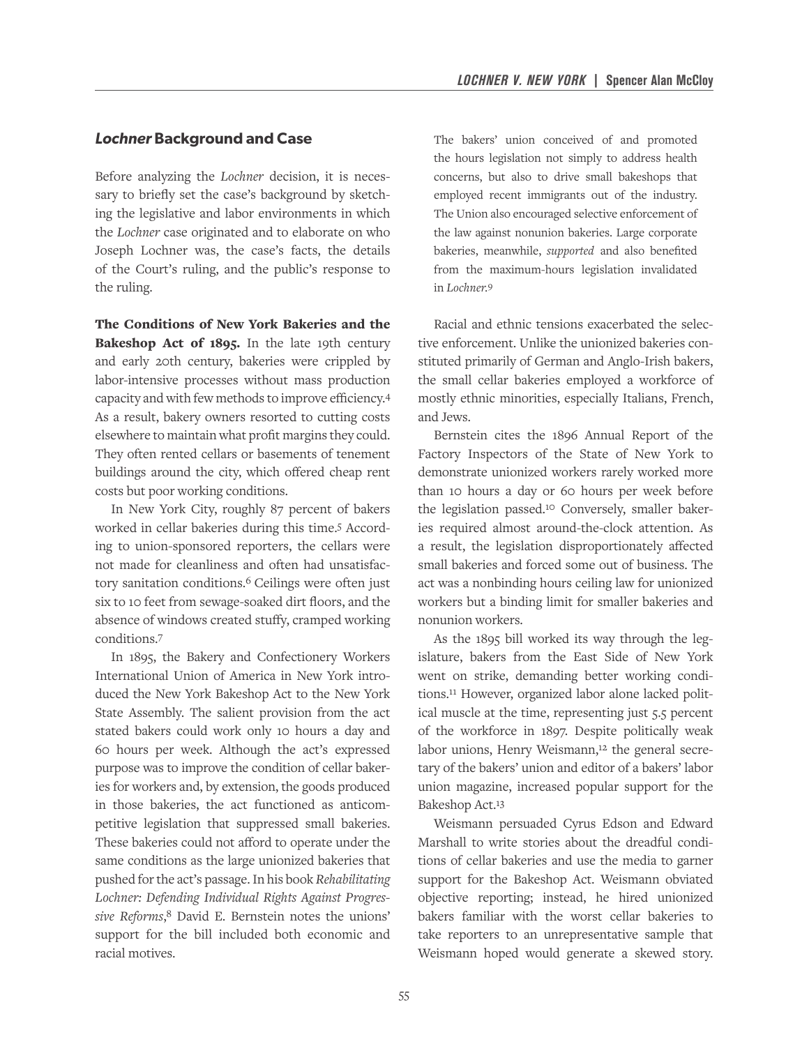## *Lochner* Background and Case

Before analyzing the *Lochner* decision, it is necessary to briefly set the case's background by sketching the legislative and labor environments in which the *Lochner* case originated and to elaborate on who Joseph Lochner was, the case's facts, the details of the Court's ruling, and the public's response to the ruling.

**The Conditions of New York Bakeries and the Bakeshop Act of 1895.** In the late 19th century and early 20th century, bakeries were crippled by labor-intensive processes without mass production capacity and with few methods to improve efficiency.[4] As a result, bakery owners resorted to cutting costs elsewhere to maintain what profit margins they could. They often rented cellars or basements of tenement buildings around the city, which offered cheap rent costs but poor working conditions.

In New York City, roughly 87 percent of bakers worked in cellar bakeries during this time.[5] According to union-sponsored reporters, the cellars were not made for cleanliness and often had unsatisfactory sanitation conditions.[6] Ceilings were often just six to 10 feet from sewage-soaked dirt floors, and the absence of windows created stuffy, cramped working conditions.[7]

In 1895, the Bakery and Confectionery Workers International Union of America in New York introduced the New York Bakeshop Act to the New York State Assembly. The salient provision from the act stated bakers could work only 10 hours a day and 60 hours per week. Although the act's expressed purpose was to improve the condition of cellar bakeries for workers and, by extension, the goods produced in those bakeries, the act functioned as anticompetitive legislation that suppressed small bakeries. These bakeries could not afford to operate under the same conditions as the large unionized bakeries that pushed for the act's passage. In his book *Rehabilitating Lochner: Defending Individual Rights Against Progressive Reforms*,[8] David E. Bernstein notes the unions' support for the bill included both economic and racial motives.

> The bakers' union conceived of and promoted the hours legislation not simply to address health concerns, but also to drive small bakeshops that employed recent immigrants out of the industry. The Union also encouraged selective enforcement of the law against nonunion bakeries. Large corporate bakeries, meanwhile, *supported* and also benefited from the maximum-hours legislation invalidated in *Lochner*.[9]

Racial and ethnic tensions exacerbated the selective enforcement. Unlike the unionized bakeries constituted primarily of German and Anglo-Irish bakers, the small cellar bakeries employed a workforce of mostly ethnic minorities, especially Italians, French, and Jews.

Bernstein cites the 1896 Annual Report of the Factory Inspectors of the State of New York to demonstrate unionized workers rarely worked more than 10 hours a day or 60 hours per week before the legislation passed.[10] Conversely, smaller bakeries required almost around-the-clock attention. As a result, the legislation disproportionately affected small bakeries and forced some out of business. The act was a nonbinding hours ceiling law for unionized workers but a binding limit for smaller bakeries and nonunion workers.

As the 1895 bill worked its way through the legislature, bakers from the East Side of New York went on strike, demanding better working conditions.[11] However, organized labor alone lacked political muscle at the time, representing just 5.5 percent of the workforce in 1897. Despite politically weak labor unions, Henry Weismann,[12] the general secretary of the bakers' union and editor of a bakers' labor union magazine, increased popular support for the Bakeshop Act.[13]

Weismann persuaded Cyrus Edson and Edward Marshall to write stories about the dreadful conditions of cellar bakeries and use the media to garner support for the Bakeshop Act. Weismann obviated objective reporting; instead, he hired unionized bakers familiar with the worst cellar bakeries to take reporters to an unrepresentative sample that Weismann hoped would generate a skewed story.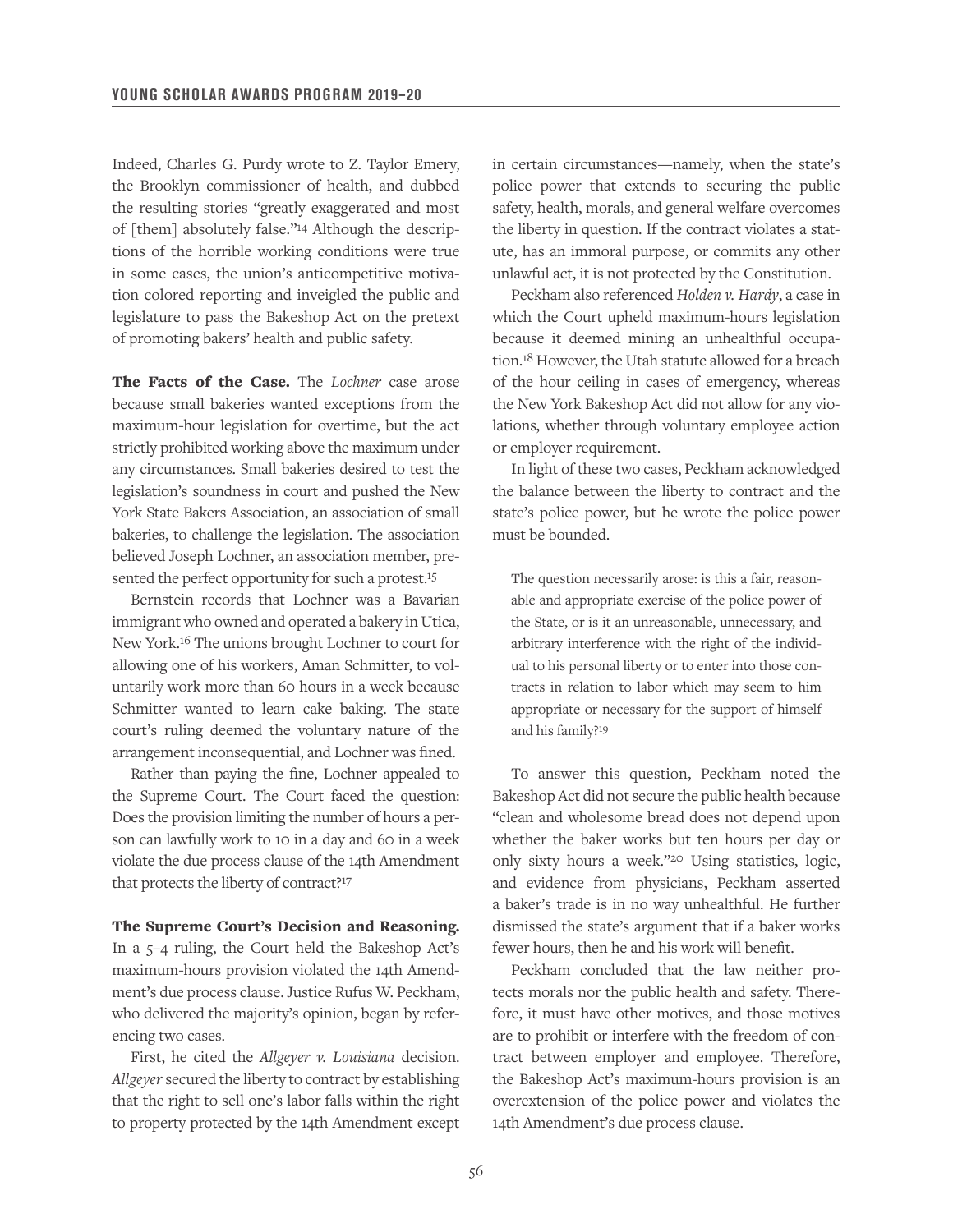Indeed, Charles G. Purdy wrote to Z. Taylor Emery, the Brooklyn commissioner of health, and dubbed the resulting stories "greatly exaggerated and most of [them] absolutely false."[14] Although the descriptions of the horrible working conditions were true in some cases, the union's anticompetitive motivation colored reporting and inveigled the public and legislature to pass the Bakeshop Act on the pretext of promoting bakers' health and public safety.

**The Facts of the Case.** The *Lochner* case arose because small bakeries wanted exceptions from the maximum-hour legislation for overtime, but the act strictly prohibited working above the maximum under any circumstances. Small bakeries desired to test the legislation's soundness in court and pushed the New York State Bakers Association, an association of small bakeries, to challenge the legislation. The association believed Joseph Lochner, an association member, presented the perfect opportunity for such a protest.[15]

Bernstein records that Lochner was a Bavarian immigrant who owned and operated a bakery in Utica, New York.[16] The unions brought Lochner to court for allowing one of his workers, Aman Schmitter, to voluntarily work more than 60 hours in a week because Schmitter wanted to learn cake baking. The state court's ruling deemed the voluntary nature of the arrangement inconsequential, and Lochner was fined.

Rather than paying the fine, Lochner appealed to the Supreme Court. The Court faced the question: Does the provision limiting the number of hours a person can lawfully work to 10 in a day and 60 in a week violate the due process clause of the 14th Amendment that protects the liberty of contract?[17]

**The Supreme Court's Decision and Reasoning.** In a 5–4 ruling, the Court held the Bakeshop Act's maximum-hours provision violated the 14th Amendment's due process clause. Justice Rufus W. Peckham, who delivered the majority's opinion, began by referencing two cases.

First, he cited the *Allgeyer v. Louisiana* decision. *Allgeyer* secured the liberty to contract by establishing that the right to sell one's labor falls within the right to property protected by the 14th Amendment except in certain circumstances—namely, when the state's police power that extends to securing the public safety, health, morals, and general welfare overcomes the liberty in question. If the contract violates a statute, has an immoral purpose, or commits any other unlawful act, it is not protected by the Constitution.

Peckham also referenced *Holden v. Hardy*, a case in which the Court upheld maximum-hours legislation because it deemed mining an unhealthful occupation.[18] However, the Utah statute allowed for a breach of the hour ceiling in cases of emergency, whereas the New York Bakeshop Act did not allow for any violations, whether through voluntary employee action or employer requirement.

In light of these two cases, Peckham acknowledged the balance between the liberty to contract and the state's police power, but he wrote the police power must be bounded.

> The question necessarily arose: is this a fair, reasonable and appropriate exercise of the police power of the State, or is it an unreasonable, unnecessary, and arbitrary interference with the right of the individual to his personal liberty or to enter into those contracts in relation to labor which may seem to him appropriate or necessary for the support of himself and his family?[19]

To answer this question, Peckham noted the Bakeshop Act did not secure the public health because "clean and wholesome bread does not depend upon whether the baker works but ten hours per day or only sixty hours a week."[20] Using statistics, logic, and evidence from physicians, Peckham asserted a baker's trade is in no way unhealthful. He further dismissed the state's argument that if a baker works fewer hours, then he and his work will benefit.

Peckham concluded that the law neither protects morals nor the public health and safety. Therefore, it must have other motives, and those motives are to prohibit or interfere with the freedom of contract between employer and employee. Therefore, the Bakeshop Act's maximum-hours provision is an overextension of the police power and violates the 14th Amendment's due process clause.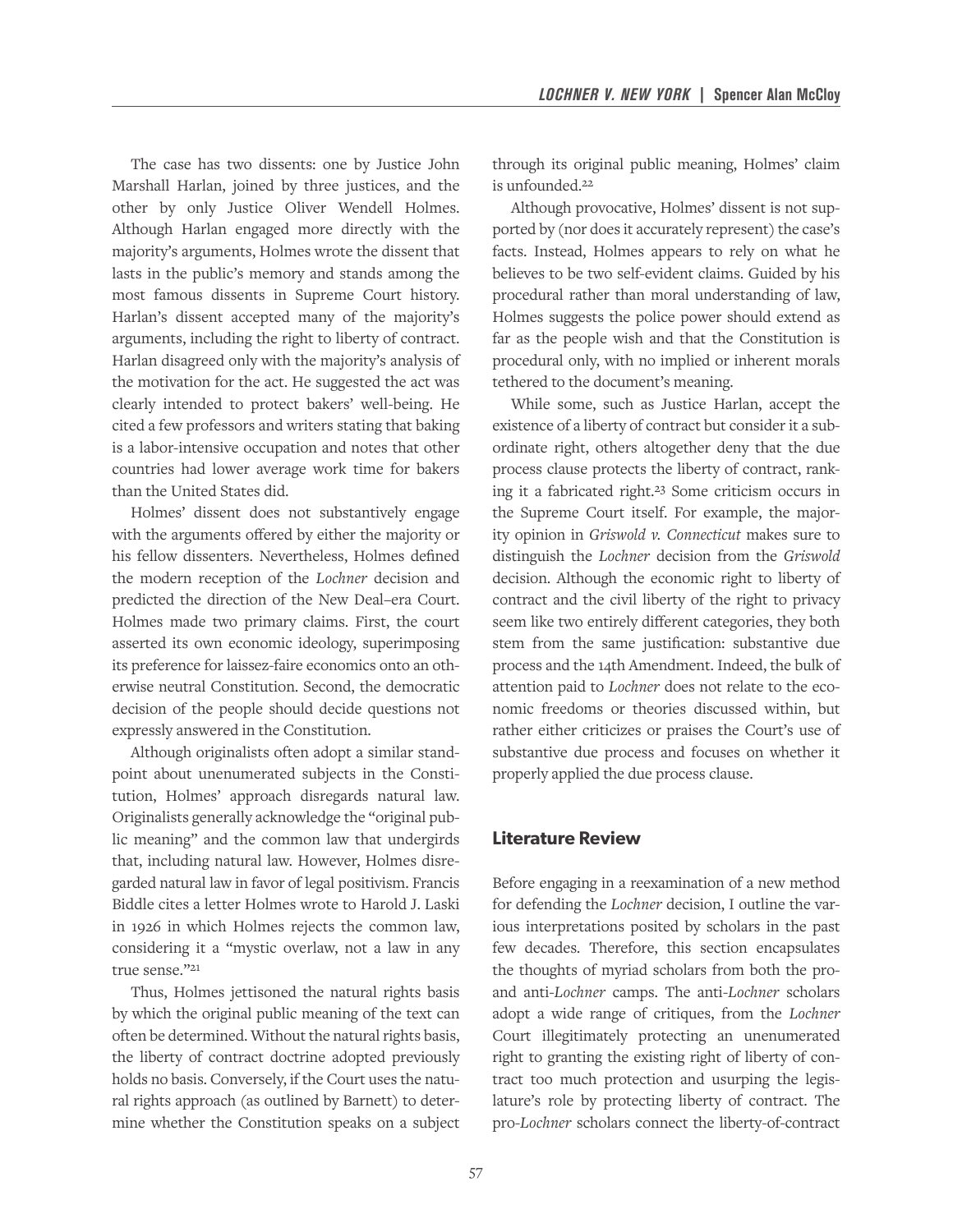The case has two dissents: one by Justice John Marshall Harlan, joined by three justices, and the other by only Justice Oliver Wendell Holmes. Although Harlan engaged more directly with the majority's arguments, Holmes wrote the dissent that lasts in the public's memory and stands among the most famous dissents in Supreme Court history. Harlan's dissent accepted many of the majority's arguments, including the right to liberty of contract. Harlan disagreed only with the majority's analysis of the motivation for the act. He suggested the act was clearly intended to protect bakers' well-being. He cited a few professors and writers stating that baking is a labor-intensive occupation and notes that other countries had lower average work time for bakers than the United States did.

Holmes' dissent does not substantively engage with the arguments offered by either the majority or his fellow dissenters. Nevertheless, Holmes defined the modern reception of the *Lochner* decision and predicted the direction of the New Deal–era Court. Holmes made two primary claims. First, the court asserted its own economic ideology, superimposing its preference for laissez-faire economics onto an otherwise neutral Constitution. Second, the democratic decision of the people should decide questions not expressly answered in the Constitution.

Although originalists often adopt a similar standpoint about unenumerated subjects in the Constitution, Holmes' approach disregards natural law. Originalists generally acknowledge the "original public meaning" and the common law that undergirds that, including natural law. However, Holmes disregarded natural law in favor of legal positivism. Francis Biddle cites a letter Holmes wrote to Harold J. Laski in 1926 in which Holmes rejects the common law, considering it a "mystic overlaw, not a law in any true sense."[21]

Thus, Holmes jettisoned the natural rights basis by which the original public meaning of the text can often be determined. Without the natural rights basis, the liberty of contract doctrine adopted previously holds no basis. Conversely, if the Court uses the natural rights approach (as outlined by Barnett) to determine whether the Constitution speaks on a subject through its original public meaning, Holmes' claim is unfounded.[22]

Although provocative, Holmes' dissent is not supported by (nor does it accurately represent) the case's facts. Instead, Holmes appears to rely on what he believes to be two self-evident claims. Guided by his procedural rather than moral understanding of law, Holmes suggests the police power should extend as far as the people wish and that the Constitution is procedural only, with no implied or inherent morals tethered to the document's meaning.

While some, such as Justice Harlan, accept the existence of a liberty of contract but consider it a subordinate right, others altogether deny that the due process clause protects the liberty of contract, ranking it a fabricated right.[23] Some criticism occurs in the Supreme Court itself. For example, the majority opinion in *Griswold v. Connecticut* makes sure to distinguish the *Lochner* decision from the *Griswold* decision. Although the economic right to liberty of contract and the civil liberty of the right to privacy seem like two entirely different categories, they both stem from the same justification: substantive due process and the 14th Amendment. Indeed, the bulk of attention paid to *Lochner* does not relate to the economic freedoms or theories discussed within, but rather either criticizes or praises the Court's use of substantive due process and focuses on whether it properly applied the due process clause.

## Literature Review

Before engaging in a reexamination of a new method for defending the *Lochner* decision, I outline the various interpretations posited by scholars in the past few decades. Therefore, this section encapsulates the thoughts of myriad scholars from both the pro- and anti-*Lochner* camps. The anti-*Lochner* scholars adopt a wide range of critiques, from the *Lochner* Court illegitimately protecting an unenumerated right to granting the existing right of liberty of contract too much protection and usurping the legislature's role by protecting liberty of contract. The pro-*Lochner* scholars connect the liberty-of-contract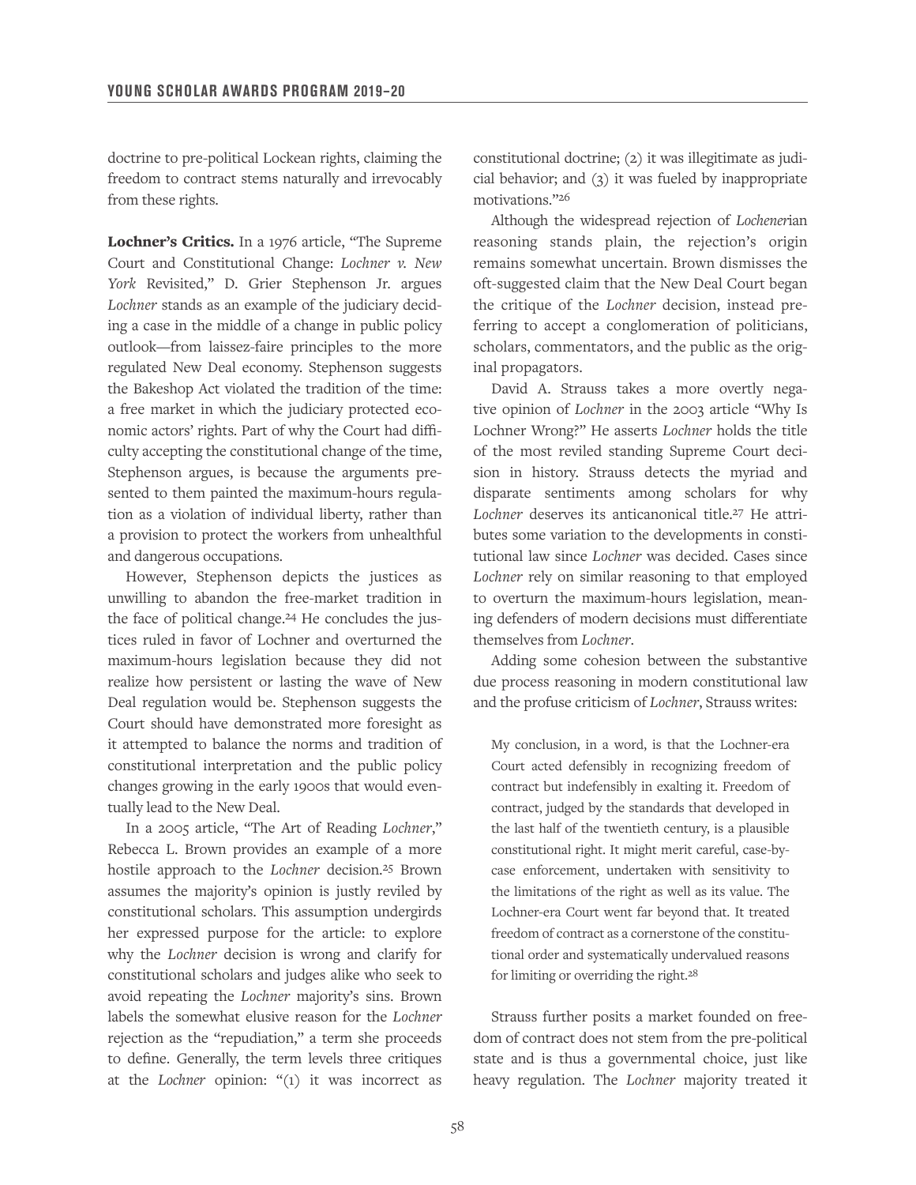doctrine to pre-political Lockean rights, claiming the freedom to contract stems naturally and irrevocably from these rights.

**Lochner's Critics.** In a 1976 article, "The Supreme Court and Constitutional Change: *Lochner v. New York* Revisited," D. Grier Stephenson Jr. argues *Lochner* stands as an example of the judiciary deciding a case in the middle of a change in public policy outlook—from laissez-faire principles to the more regulated New Deal economy. Stephenson suggests the Bakeshop Act violated the tradition of the time: a free market in which the judiciary protected economic actors' rights. Part of why the Court had difficulty accepting the constitutional change of the time, Stephenson argues, is because the arguments presented to them painted the maximum-hours regulation as a violation of individual liberty, rather than a provision to protect the workers from unhealthful and dangerous occupations.

However, Stephenson depicts the justices as unwilling to abandon the free-market tradition in the face of political change.[24] He concludes the justices ruled in favor of Lochner and overturned the maximum-hours legislation because they did not realize how persistent or lasting the wave of New Deal regulation would be. Stephenson suggests the Court should have demonstrated more foresight as it attempted to balance the norms and tradition of constitutional interpretation and the public policy changes growing in the early 1900s that would eventually lead to the New Deal.

In a 2005 article, "The Art of Reading *Lochner*," Rebecca L. Brown provides an example of a more hostile approach to the *Lochner* decision.[25] Brown assumes the majority's opinion is justly reviled by constitutional scholars. This assumption undergirds her expressed purpose for the article: to explore why the *Lochner* decision is wrong and clarify for constitutional scholars and judges alike who seek to avoid repeating the *Lochner* majority's sins. Brown labels the somewhat elusive reason for the *Lochner* rejection as the "repudiation," a term she proceeds to define. Generally, the term levels three critiques at the *Lochner* opinion: "(1) it was incorrect as constitutional doctrine; (2) it was illegitimate as judicial behavior; and (3) it was fueled by inappropriate motivations."[26]

Although the widespread rejection of *Lochener*ian reasoning stands plain, the rejection's origin remains somewhat uncertain. Brown dismisses the oft-suggested claim that the New Deal Court began the critique of the *Lochner* decision, instead preferring to accept a conglomeration of politicians, scholars, commentators, and the public as the original propagators.

David A. Strauss takes a more overtly negative opinion of *Lochner* in the 2003 article "Why Is Lochner Wrong?" He asserts *Lochner* holds the title of the most reviled standing Supreme Court decision in history. Strauss detects the myriad and disparate sentiments among scholars for why *Lochner* deserves its anticanonical title.[27] He attributes some variation to the developments in constitutional law since *Lochner* was decided. Cases since *Lochner* rely on similar reasoning to that employed to overturn the maximum-hours legislation, meaning defenders of modern decisions must differentiate themselves from *Lochner*.

Adding some cohesion between the substantive due process reasoning in modern constitutional law and the profuse criticism of *Lochner*, Strauss writes:

> My conclusion, in a word, is that the Lochner-era Court acted defensibly in recognizing freedom of contract but indefensibly in exalting it. Freedom of contract, judged by the standards that developed in the last half of the twentieth century, is a plausible constitutional right. It might merit careful, case-by-case enforcement, undertaken with sensitivity to the limitations of the right as well as its value. The Lochner-era Court went far beyond that. It treated freedom of contract as a cornerstone of the constitutional order and systematically undervalued reasons for limiting or overriding the right.[28]

Strauss further posits a market founded on freedom of contract does not stem from the pre-political state and is thus a governmental choice, just like heavy regulation. The *Lochner* majority treated it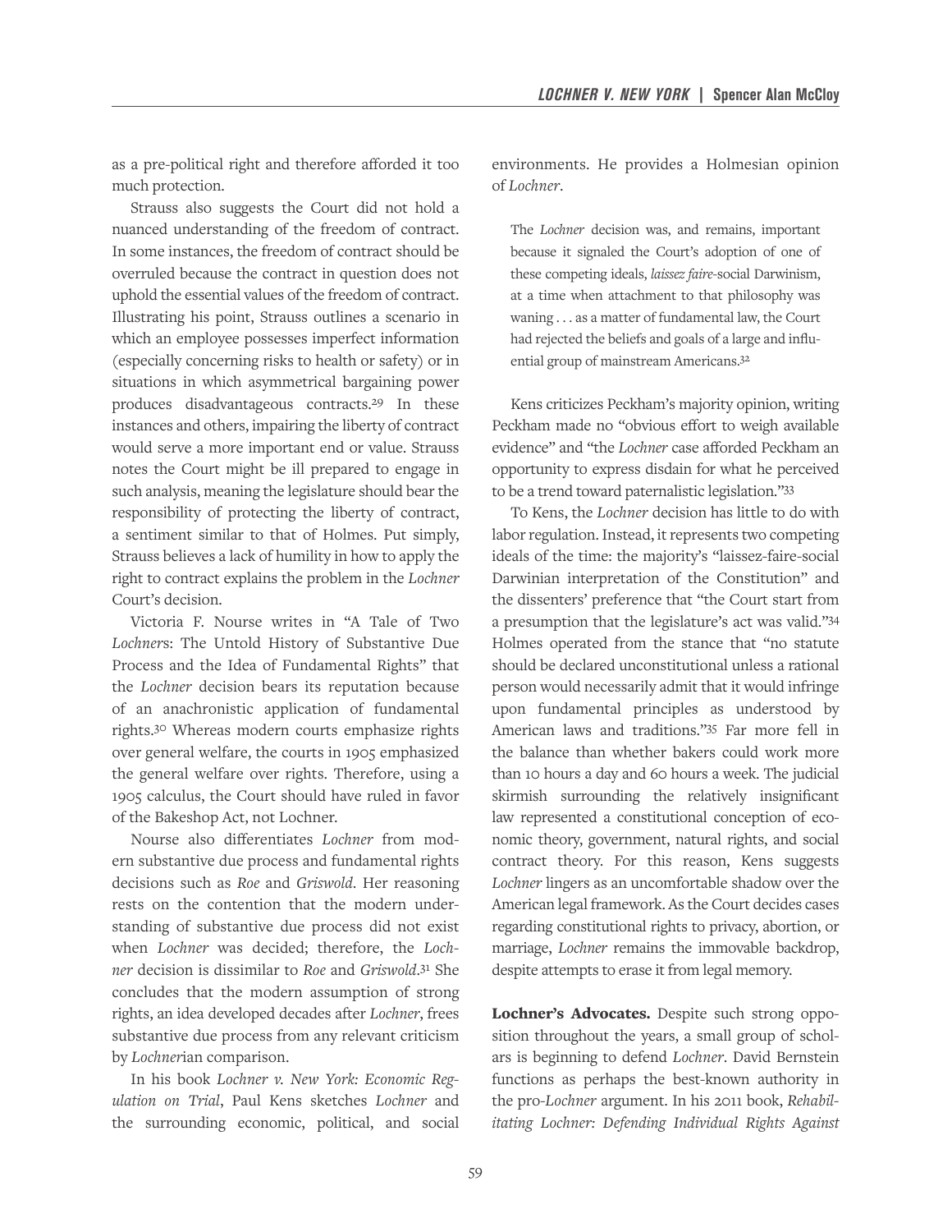as a pre-political right and therefore afforded it too much protection.

Strauss also suggests the Court did not hold a nuanced understanding of the freedom of contract. In some instances, the freedom of contract should be overruled because the contract in question does not uphold the essential values of the freedom of contract. Illustrating his point, Strauss outlines a scenario in which an employee possesses imperfect information (especially concerning risks to health or safety) or in situations in which asymmetrical bargaining power produces disadvantageous contracts.[29] In these instances and others, impairing the liberty of contract would serve a more important end or value. Strauss notes the Court might be ill prepared to engage in such analysis, meaning the legislature should bear the responsibility of protecting the liberty of contract, a sentiment similar to that of Holmes. Put simply, Strauss believes a lack of humility in how to apply the right to contract explains the problem in the *Lochner* Court's decision.

Victoria F. Nourse writes in "A Tale of Two *Lochner*s: The Untold History of Substantive Due Process and the Idea of Fundamental Rights" that the *Lochner* decision bears its reputation because of an anachronistic application of fundamental rights.[30] Whereas modern courts emphasize rights over general welfare, the courts in 1905 emphasized the general welfare over rights. Therefore, using a 1905 calculus, the Court should have ruled in favor of the Bakeshop Act, not Lochner.

Nourse also differentiates *Lochner* from modern substantive due process and fundamental rights decisions such as *Roe* and *Griswold*. Her reasoning rests on the contention that the modern understanding of substantive due process did not exist when *Lochner* was decided; therefore, the *Lochner* decision is dissimilar to *Roe* and *Griswold*.[31] She concludes that the modern assumption of strong rights, an idea developed decades after *Lochner*, frees substantive due process from any relevant criticism by *Lochner*ian comparison.

In his book *Lochner v. New York: Economic Regulation on Trial*, Paul Kens sketches *Lochner* and the surrounding economic, political, and social environments. He provides a Holmesian opinion of *Lochner*.

> The *Lochner* decision was, and remains, important because it signaled the Court's adoption of one of these competing ideals, *laissez faire*-social Darwinism, at a time when attachment to that philosophy was waning . . . as a matter of fundamental law, the Court had rejected the beliefs and goals of a large and influential group of mainstream Americans.[32]

Kens criticizes Peckham's majority opinion, writing Peckham made no "obvious effort to weigh available evidence" and "the *Lochner* case afforded Peckham an opportunity to express disdain for what he perceived to be a trend toward paternalistic legislation."[33]

To Kens, the *Lochner* decision has little to do with labor regulation. Instead, it represents two competing ideals of the time: the majority's "laissez-faire-social Darwinian interpretation of the Constitution" and the dissenters' preference that "the Court start from a presumption that the legislature's act was valid."[34] Holmes operated from the stance that "no statute should be declared unconstitutional unless a rational person would necessarily admit that it would infringe upon fundamental principles as understood by American laws and traditions."[35] Far more fell in the balance than whether bakers could work more than 10 hours a day and 60 hours a week. The judicial skirmish surrounding the relatively insignificant law represented a constitutional conception of economic theory, government, natural rights, and social contract theory. For this reason, Kens suggests *Lochner* lingers as an uncomfortable shadow over the American legal framework. As the Court decides cases regarding constitutional rights to privacy, abortion, or marriage, *Lochner* remains the immovable backdrop, despite attempts to erase it from legal memory.

**Lochner's Advocates.** Despite such strong opposition throughout the years, a small group of scholars is beginning to defend *Lochner*. David Bernstein functions as perhaps the best-known authority in the pro-*Lochner* argument. In his 2011 book, *Rehabilitating Lochner: Defending Individual Rights Against*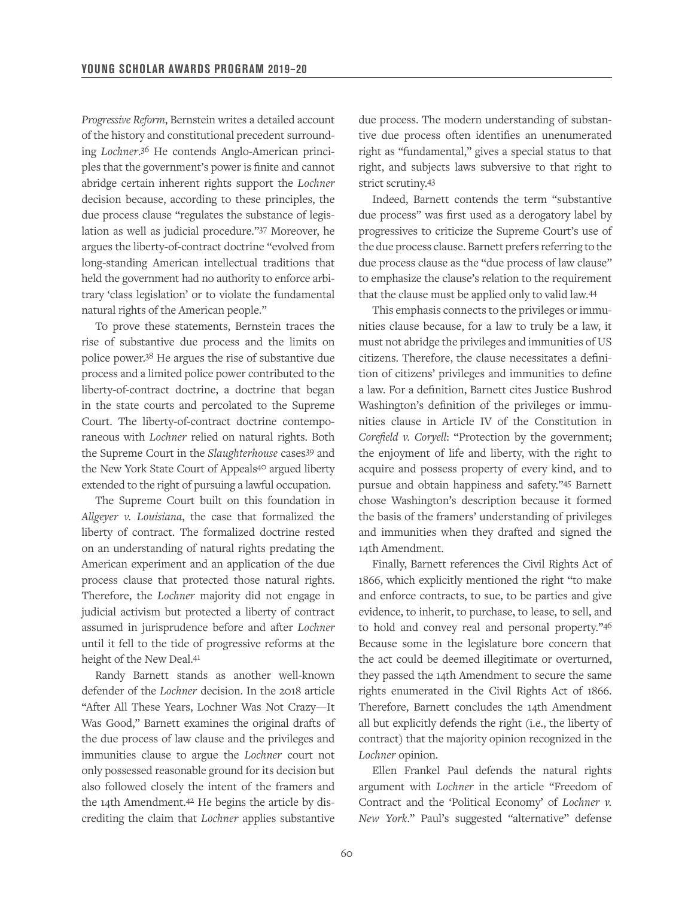*Progressive Reform*, Bernstein writes a detailed account of the history and constitutional precedent surrounding *Lochner*.[36] He contends Anglo-American principles that the government's power is finite and cannot abridge certain inherent rights support the *Lochner* decision because, according to these principles, the due process clause "regulates the substance of legislation as well as judicial procedure."[37] Moreover, he argues the liberty-of-contract doctrine "evolved from long-standing American intellectual traditions that held the government had no authority to enforce arbitrary 'class legislation' or to violate the fundamental natural rights of the American people."

To prove these statements, Bernstein traces the rise of substantive due process and the limits on police power.[38] He argues the rise of substantive due process and a limited police power contributed to the liberty-of-contract doctrine, a doctrine that began in the state courts and percolated to the Supreme Court. The liberty-of-contract doctrine contemporaneous with *Lochner* relied on natural rights. Both the Supreme Court in the *Slaughterhouse* cases[39] and the New York State Court of Appeals[40] argued liberty extended to the right of pursuing a lawful occupation.

The Supreme Court built on this foundation in *Allgeyer v. Louisiana*, the case that formalized the liberty of contract. The formalized doctrine rested on an understanding of natural rights predating the American experiment and an application of the due process clause that protected those natural rights. Therefore, the *Lochner* majority did not engage in judicial activism but protected a liberty of contract assumed in jurisprudence before and after *Lochner* until it fell to the tide of progressive reforms at the height of the New Deal.[41]

Randy Barnett stands as another well-known defender of the *Lochner* decision. In the 2018 article "After All These Years, Lochner Was Not Crazy—It Was Good," Barnett examines the original drafts of the due process of law clause and the privileges and immunities clause to argue the *Lochner* court not only possessed reasonable ground for its decision but also followed closely the intent of the framers and the 14th Amendment.[42] He begins the article by discrediting the claim that *Lochner* applies substantive due process. The modern understanding of substantive due process often identifies an unenumerated right as "fundamental," gives a special status to that right, and subjects laws subversive to that right to strict scrutiny.[43]

Indeed, Barnett contends the term "substantive due process" was first used as a derogatory label by progressives to criticize the Supreme Court's use of the due process clause. Barnett prefers referring to the due process clause as the "due process of law clause" to emphasize the clause's relation to the requirement that the clause must be applied only to valid law.[44]

This emphasis connects to the privileges or immunities clause because, for a law to truly be a law, it must not abridge the privileges and immunities of US citizens. Therefore, the clause necessitates a definition of citizens' privileges and immunities to define a law. For a definition, Barnett cites Justice Bushrod Washington's definition of the privileges or immunities clause in Article IV of the Constitution in *Corefield v. Coryell*: "Protection by the government; the enjoyment of life and liberty, with the right to acquire and possess property of every kind, and to pursue and obtain happiness and safety."[45] Barnett chose Washington's description because it formed the basis of the framers' understanding of privileges and immunities when they drafted and signed the 14th Amendment.

Finally, Barnett references the Civil Rights Act of 1866, which explicitly mentioned the right "to make and enforce contracts, to sue, to be parties and give evidence, to inherit, to purchase, to lease, to sell, and to hold and convey real and personal property."[46] Because some in the legislature bore concern that the act could be deemed illegitimate or overturned, they passed the 14th Amendment to secure the same rights enumerated in the Civil Rights Act of 1866. Therefore, Barnett concludes the 14th Amendment all but explicitly defends the right (i.e., the liberty of contract) that the majority opinion recognized in the *Lochner* opinion.

Ellen Frankel Paul defends the natural rights argument with *Lochner* in the article "Freedom of Contract and the 'Political Economy' of *Lochner v. New York*." Paul's suggested "alternative" defense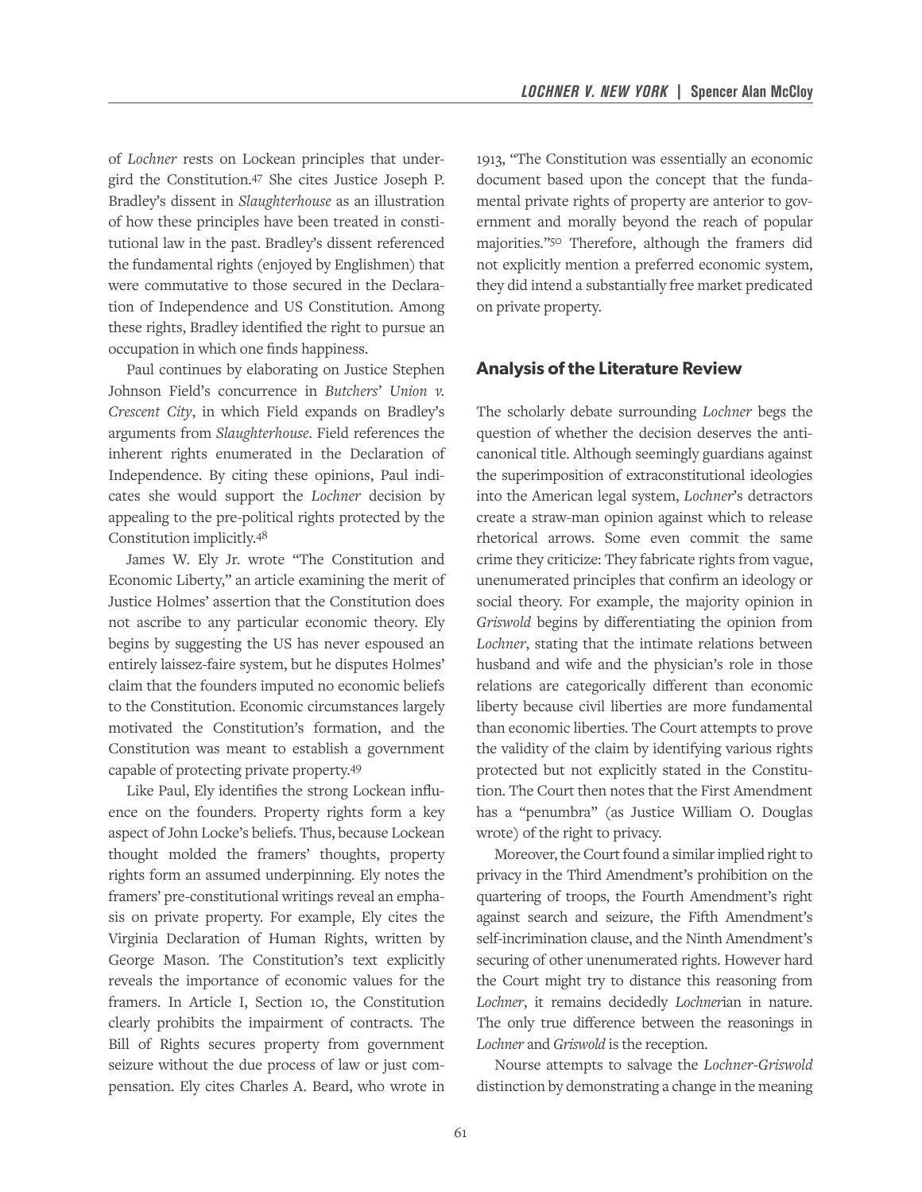of *Lochner* rests on Lockean principles that undergird the Constitution.[47] She cites Justice Joseph P. Bradley's dissent in *Slaughterhouse* as an illustration of how these principles have been treated in constitutional law in the past. Bradley's dissent referenced the fundamental rights (enjoyed by Englishmen) that were commutative to those secured in the Declaration of Independence and US Constitution. Among these rights, Bradley identified the right to pursue an occupation in which one finds happiness.

Paul continues by elaborating on Justice Stephen Johnson Field's concurrence in *Butchers' Union v. Crescent City*, in which Field expands on Bradley's arguments from *Slaughterhouse*. Field references the inherent rights enumerated in the Declaration of Independence. By citing these opinions, Paul indicates she would support the *Lochner* decision by appealing to the pre-political rights protected by the Constitution implicitly.[48]

James W. Ely Jr. wrote "The Constitution and Economic Liberty," an article examining the merit of Justice Holmes' assertion that the Constitution does not ascribe to any particular economic theory. Ely begins by suggesting the US has never espoused an entirely laissez-faire system, but he disputes Holmes' claim that the founders imputed no economic beliefs to the Constitution. Economic circumstances largely motivated the Constitution's formation, and the Constitution was meant to establish a government capable of protecting private property.[49]

Like Paul, Ely identifies the strong Lockean influence on the founders. Property rights form a key aspect of John Locke's beliefs. Thus, because Lockean thought molded the framers' thoughts, property rights form an assumed underpinning. Ely notes the framers' pre-constitutional writings reveal an emphasis on private property. For example, Ely cites the Virginia Declaration of Human Rights, written by George Mason. The Constitution's text explicitly reveals the importance of economic values for the framers. In Article I, Section 10, the Constitution clearly prohibits the impairment of contracts. The Bill of Rights secures property from government seizure without the due process of law or just compensation. Ely cites Charles A. Beard, who wrote in 1913, "The Constitution was essentially an economic document based upon the concept that the fundamental private rights of property are anterior to government and morally beyond the reach of popular majorities."[50] Therefore, although the framers did not explicitly mention a preferred economic system, they did intend a substantially free market predicated on private property.

## Analysis of the Literature Review

The scholarly debate surrounding *Lochner* begs the question of whether the decision deserves the anticanonical title. Although seemingly guardians against the superimposition of extraconstitutional ideologies into the American legal system, *Lochner*'s detractors create a straw-man opinion against which to release rhetorical arrows. Some even commit the same crime they criticize: They fabricate rights from vague, unenumerated principles that confirm an ideology or social theory. For example, the majority opinion in *Griswold* begins by differentiating the opinion from *Lochner*, stating that the intimate relations between husband and wife and the physician's role in those relations are categorically different than economic liberty because civil liberties are more fundamental than economic liberties. The Court attempts to prove the validity of the claim by identifying various rights protected but not explicitly stated in the Constitution. The Court then notes that the First Amendment has a "penumbra" (as Justice William O. Douglas wrote) of the right to privacy.

Moreover, the Court found a similar implied right to privacy in the Third Amendment's prohibition on the quartering of troops, the Fourth Amendment's right against search and seizure, the Fifth Amendment's self-incrimination clause, and the Ninth Amendment's securing of other unenumerated rights. However hard the Court might try to distance this reasoning from *Lochner*, it remains decidedly *Lochner*ian in nature. The only true difference between the reasonings in *Lochner* and *Griswold* is the reception.

Nourse attempts to salvage the *Lochner-Griswold* distinction by demonstrating a change in the meaning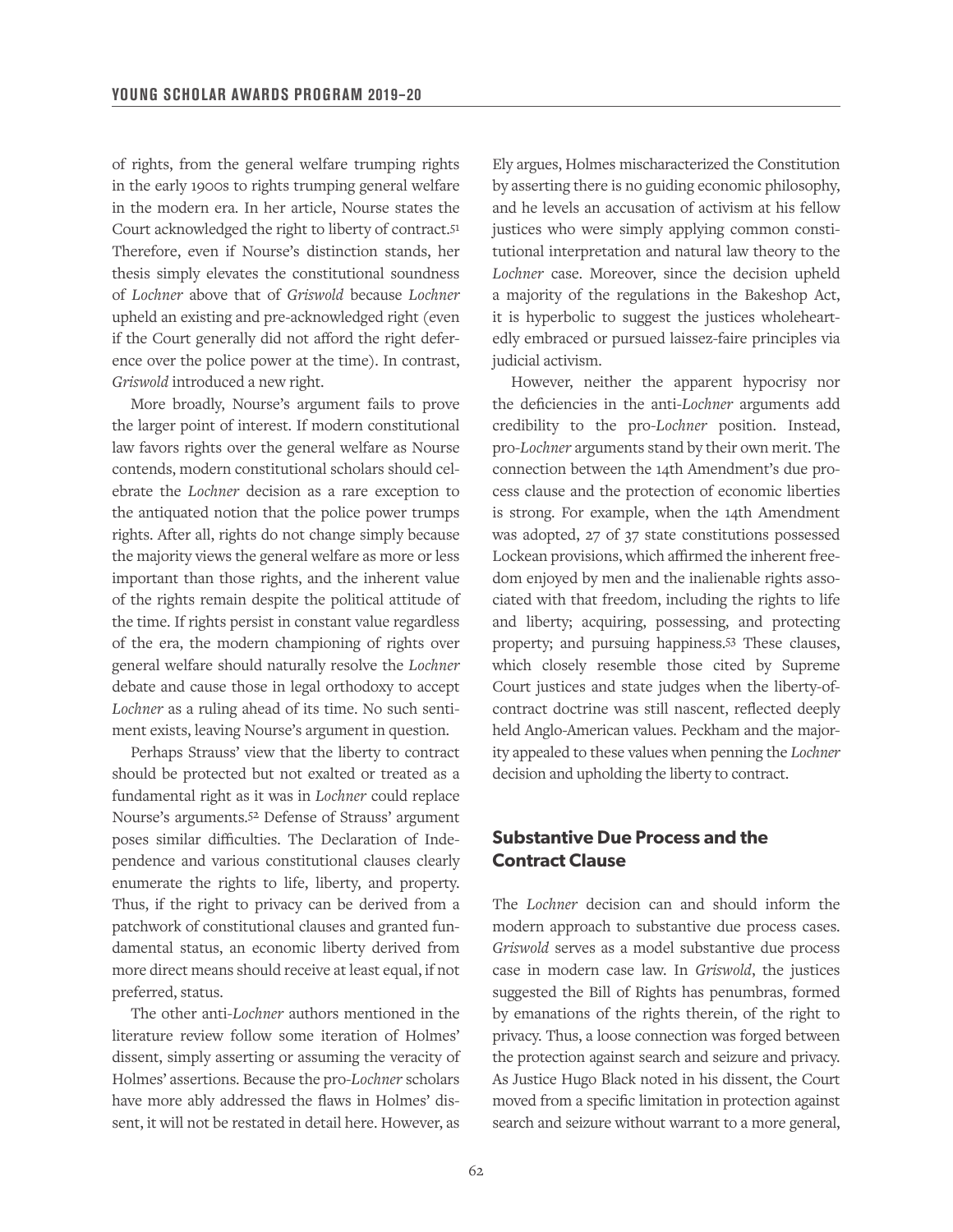of rights, from the general welfare trumping rights in the early 1900s to rights trumping general welfare in the modern era. In her article, Nourse states the Court acknowledged the right to liberty of contract.[51] Therefore, even if Nourse's distinction stands, her thesis simply elevates the constitutional soundness of *Lochner* above that of *Griswold* because *Lochner* upheld an existing and pre-acknowledged right (even if the Court generally did not afford the right deference over the police power at the time). In contrast, *Griswold* introduced a new right.

More broadly, Nourse's argument fails to prove the larger point of interest. If modern constitutional law favors rights over the general welfare as Nourse contends, modern constitutional scholars should celebrate the *Lochner* decision as a rare exception to the antiquated notion that the police power trumps rights. After all, rights do not change simply because the majority views the general welfare as more or less important than those rights, and the inherent value of the rights remain despite the political attitude of the time. If rights persist in constant value regardless of the era, the modern championing of rights over general welfare should naturally resolve the *Lochner* debate and cause those in legal orthodoxy to accept *Lochner* as a ruling ahead of its time. No such sentiment exists, leaving Nourse's argument in question.

Perhaps Strauss' view that the liberty to contract should be protected but not exalted or treated as a fundamental right as it was in *Lochner* could replace Nourse's arguments.[52] Defense of Strauss' argument poses similar difficulties. The Declaration of Independence and various constitutional clauses clearly enumerate the rights to life, liberty, and property. Thus, if the right to privacy can be derived from a patchwork of constitutional clauses and granted fundamental status, an economic liberty derived from more direct means should receive at least equal, if not preferred, status.

The other anti-*Lochner* authors mentioned in the literature review follow some iteration of Holmes' dissent, simply asserting or assuming the veracity of Holmes' assertions. Because the pro-*Lochner* scholars have more ably addressed the flaws in Holmes' dissent, it will not be restated in detail here. However, as Ely argues, Holmes mischaracterized the Constitution by asserting there is no guiding economic philosophy, and he levels an accusation of activism at his fellow justices who were simply applying common constitutional interpretation and natural law theory to the *Lochner* case. Moreover, since the decision upheld a majority of the regulations in the Bakeshop Act, it is hyperbolic to suggest the justices wholeheartedly embraced or pursued laissez-faire principles via judicial activism.

However, neither the apparent hypocrisy nor the deficiencies in the anti-*Lochner* arguments add credibility to the pro-*Lochner* position. Instead, pro-*Lochner* arguments stand by their own merit. The connection between the 14th Amendment's due process clause and the protection of economic liberties is strong. For example, when the 14th Amendment was adopted, 27 of 37 state constitutions possessed Lockean provisions, which affirmed the inherent freedom enjoyed by men and the inalienable rights associated with that freedom, including the rights to life and liberty; acquiring, possessing, and protecting property; and pursuing happiness.[53] These clauses, which closely resemble those cited by Supreme Court justices and state judges when the liberty-of-contract doctrine was still nascent, reflected deeply held Anglo-American values. Peckham and the majority appealed to these values when penning the *Lochner* decision and upholding the liberty to contract.

## Substantive Due Process and the Contract Clause

The *Lochner* decision can and should inform the modern approach to substantive due process cases. *Griswold* serves as a model substantive due process case in modern case law. In *Griswold*, the justices suggested the Bill of Rights has penumbras, formed by emanations of the rights therein, of the right to privacy. Thus, a loose connection was forged between the protection against search and seizure and privacy. As Justice Hugo Black noted in his dissent, the Court moved from a specific limitation in protection against search and seizure without warrant to a more general,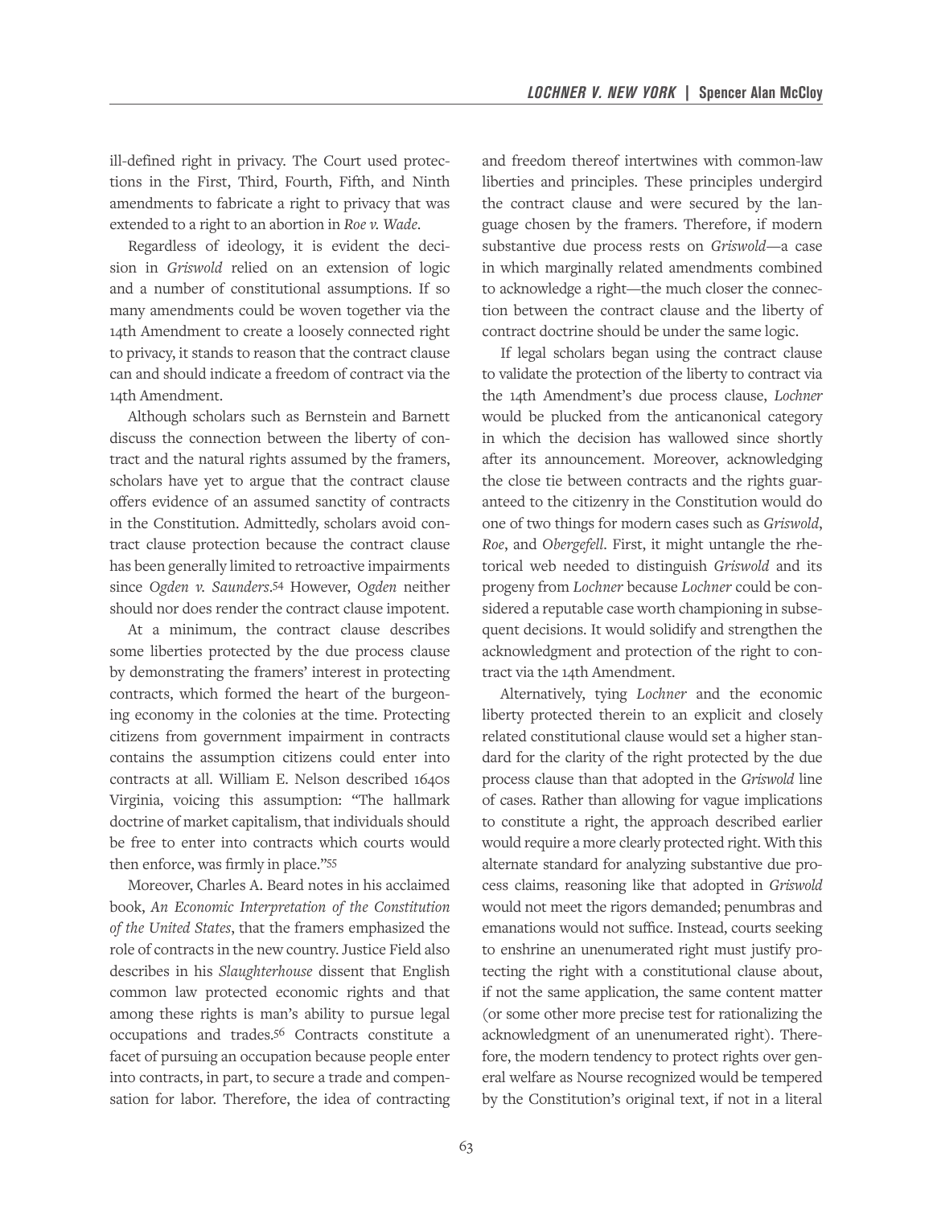ill-defined right in privacy. The Court used protections in the First, Third, Fourth, Fifth, and Ninth amendments to fabricate a right to privacy that was extended to a right to an abortion in *Roe v. Wade*.

Regardless of ideology, it is evident the decision in *Griswold* relied on an extension of logic and a number of constitutional assumptions. If so many amendments could be woven together via the 14th Amendment to create a loosely connected right to privacy, it stands to reason that the contract clause can and should indicate a freedom of contract via the 14th Amendment.

Although scholars such as Bernstein and Barnett discuss the connection between the liberty of contract and the natural rights assumed by the framers, scholars have yet to argue that the contract clause offers evidence of an assumed sanctity of contracts in the Constitution. Admittedly, scholars avoid contract clause protection because the contract clause has been generally limited to retroactive impairments since *Ogden v. Saunders*.[54] However, *Ogden* neither should nor does render the contract clause impotent.

At a minimum, the contract clause describes some liberties protected by the due process clause by demonstrating the framers' interest in protecting contracts, which formed the heart of the burgeoning economy in the colonies at the time. Protecting citizens from government impairment in contracts contains the assumption citizens could enter into contracts at all. William E. Nelson described 1640s Virginia, voicing this assumption: "The hallmark doctrine of market capitalism, that individuals should be free to enter into contracts which courts would then enforce, was firmly in place."[55]

Moreover, Charles A. Beard notes in his acclaimed book, *An Economic Interpretation of the Constitution of the United States*, that the framers emphasized the role of contracts in the new country. Justice Field also describes in his *Slaughterhouse* dissent that English common law protected economic rights and that among these rights is man's ability to pursue legal occupations and trades.[56] Contracts constitute a facet of pursuing an occupation because people enter into contracts, in part, to secure a trade and compensation for labor. Therefore, the idea of contracting and freedom thereof intertwines with common-law liberties and principles. These principles undergird the contract clause and were secured by the language chosen by the framers. Therefore, if modern substantive due process rests on *Griswold*—a case in which marginally related amendments combined to acknowledge a right—the much closer the connection between the contract clause and the liberty of contract doctrine should be under the same logic.

If legal scholars began using the contract clause to validate the protection of the liberty to contract via the 14th Amendment's due process clause, *Lochner* would be plucked from the anticanonical category in which the decision has wallowed since shortly after its announcement. Moreover, acknowledging the close tie between contracts and the rights guaranteed to the citizenry in the Constitution would do one of two things for modern cases such as *Griswold*, *Roe*, and *Obergefell*. First, it might untangle the rhetorical web needed to distinguish *Griswold* and its progeny from *Lochner* because *Lochner* could be considered a reputable case worth championing in subsequent decisions. It would solidify and strengthen the acknowledgment and protection of the right to contract via the 14th Amendment.

Alternatively, tying *Lochner* and the economic liberty protected therein to an explicit and closely related constitutional clause would set a higher standard for the clarity of the right protected by the due process clause than that adopted in the *Griswold* line of cases. Rather than allowing for vague implications to constitute a right, the approach described earlier would require a more clearly protected right. With this alternate standard for analyzing substantive due process claims, reasoning like that adopted in *Griswold* would not meet the rigors demanded; penumbras and emanations would not suffice. Instead, courts seeking to enshrine an unenumerated right must justify protecting the right with a constitutional clause about, if not the same application, the same content matter (or some other more precise test for rationalizing the acknowledgment of an unenumerated right). Therefore, the modern tendency to protect rights over general welfare as Nourse recognized would be tempered by the Constitution's original text, if not in a literal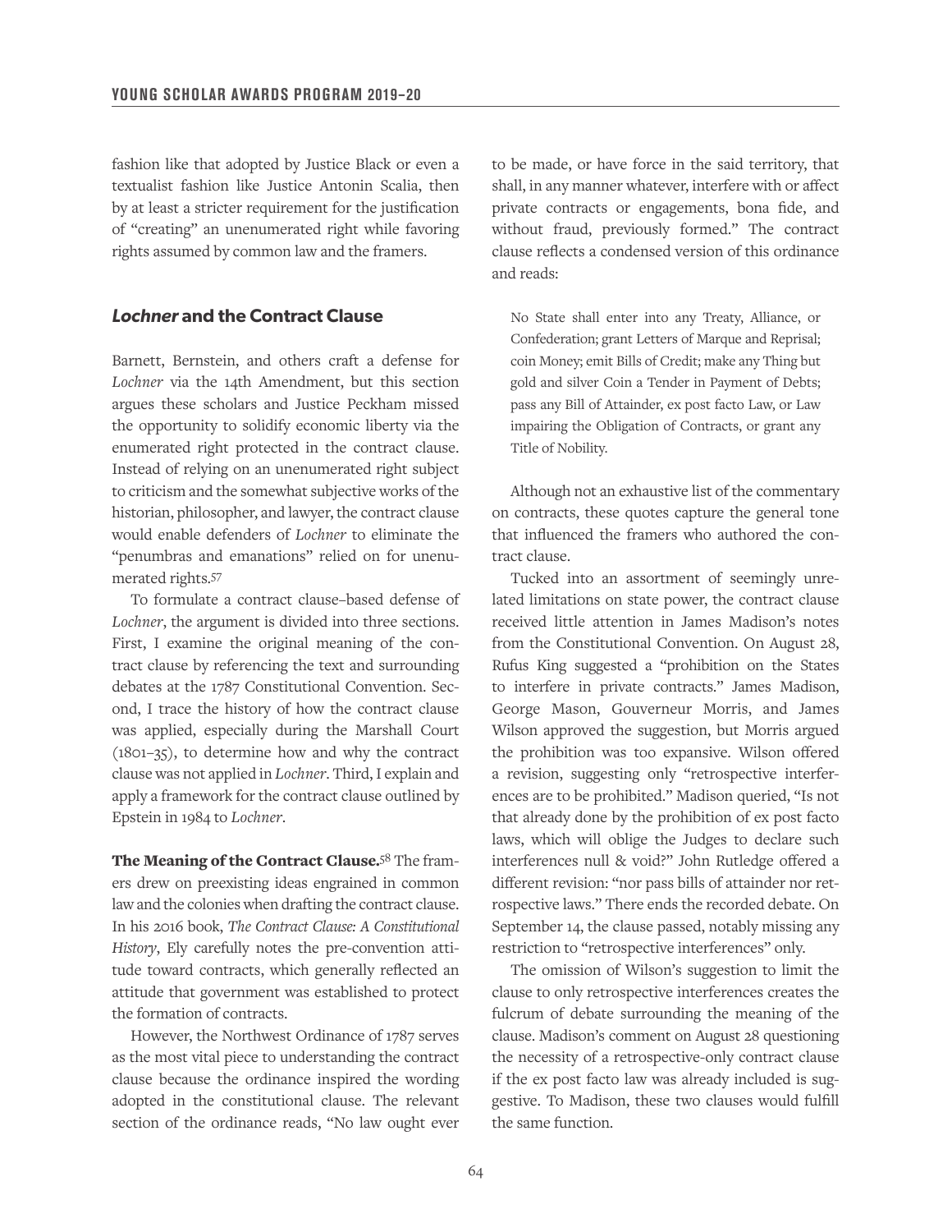fashion like that adopted by Justice Black or even a textualist fashion like Justice Antonin Scalia, then by at least a stricter requirement for the justification of "creating" an unenumerated right while favoring rights assumed by common law and the framers.

## *Lochner* and the Contract Clause

Barnett, Bernstein, and others craft a defense for *Lochner* via the 14th Amendment, but this section argues these scholars and Justice Peckham missed the opportunity to solidify economic liberty via the enumerated right protected in the contract clause. Instead of relying on an unenumerated right subject to criticism and the somewhat subjective works of the historian, philosopher, and lawyer, the contract clause would enable defenders of *Lochner* to eliminate the "penumbras and emanations" relied on for unenumerated rights.[57]

To formulate a contract clause–based defense of *Lochner*, the argument is divided into three sections. First, I examine the original meaning of the contract clause by referencing the text and surrounding debates at the 1787 Constitutional Convention. Second, I trace the history of how the contract clause was applied, especially during the Marshall Court (1801–35), to determine how and why the contract clause was not applied in *Lochner*. Third, I explain and apply a framework for the contract clause outlined by Epstein in 1984 to *Lochner*.

**The Meaning of the Contract Clause.**[58] The framers drew on preexisting ideas engrained in common law and the colonies when drafting the contract clause. In his 2016 book, *The Contract Clause: A Constitutional History*, Ely carefully notes the pre-convention attitude toward contracts, which generally reflected an attitude that government was established to protect the formation of contracts.

However, the Northwest Ordinance of 1787 serves as the most vital piece to understanding the contract clause because the ordinance inspired the wording adopted in the constitutional clause. The relevant section of the ordinance reads, "No law ought ever to be made, or have force in the said territory, that shall, in any manner whatever, interfere with or affect private contracts or engagements, bona fide, and without fraud, previously formed." The contract clause reflects a condensed version of this ordinance and reads:

> No State shall enter into any Treaty, Alliance, or Confederation; grant Letters of Marque and Reprisal; coin Money; emit Bills of Credit; make any Thing but gold and silver Coin a Tender in Payment of Debts; pass any Bill of Attainder, ex post facto Law, or Law impairing the Obligation of Contracts, or grant any Title of Nobility.

Although not an exhaustive list of the commentary on contracts, these quotes capture the general tone that influenced the framers who authored the contract clause.

Tucked into an assortment of seemingly unrelated limitations on state power, the contract clause received little attention in James Madison's notes from the Constitutional Convention. On August 28, Rufus King suggested a "prohibition on the States to interfere in private contracts." James Madison, George Mason, Gouverneur Morris, and James Wilson approved the suggestion, but Morris argued the prohibition was too expansive. Wilson offered a revision, suggesting only "retrospective interferences are to be prohibited." Madison queried, "Is not that already done by the prohibition of ex post facto laws, which will oblige the Judges to declare such interferences null & void?" John Rutledge offered a different revision: "nor pass bills of attainder nor retrospective laws." There ends the recorded debate. On September 14, the clause passed, notably missing any restriction to "retrospective interferences" only.

The omission of Wilson's suggestion to limit the clause to only retrospective interferences creates the fulcrum of debate surrounding the meaning of the clause. Madison's comment on August 28 questioning the necessity of a retrospective-only contract clause if the ex post facto law was already included is suggestive. To Madison, these two clauses would fulfill the same function.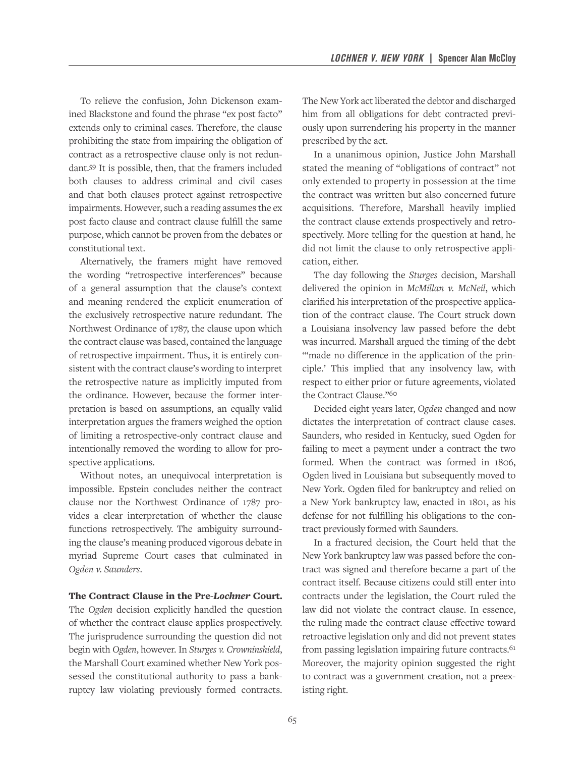To relieve the confusion, John Dickenson examined Blackstone and found the phrase "ex post facto" extends only to criminal cases. Therefore, the clause prohibiting the state from impairing the obligation of contract as a retrospective clause only is not redundant.[59] It is possible, then, that the framers included both clauses to address criminal and civil cases and that both clauses protect against retrospective impairments. However, such a reading assumes the ex post facto clause and contract clause fulfill the same purpose, which cannot be proven from the debates or constitutional text.

Alternatively, the framers might have removed the wording "retrospective interferences" because of a general assumption that the clause's context and meaning rendered the explicit enumeration of the exclusively retrospective nature redundant. The Northwest Ordinance of 1787, the clause upon which the contract clause was based, contained the language of retrospective impairment. Thus, it is entirely consistent with the contract clause's wording to interpret the retrospective nature as implicitly imputed from the ordinance. However, because the former interpretation is based on assumptions, an equally valid interpretation argues the framers weighed the option of limiting a retrospective-only contract clause and intentionally removed the wording to allow for prospective applications.

Without notes, an unequivocal interpretation is impossible. Epstein concludes neither the contract clause nor the Northwest Ordinance of 1787 provides a clear interpretation of whether the clause functions retrospectively. The ambiguity surrounding the clause's meaning produced vigorous debate in myriad Supreme Court cases that culminated in *Ogden v. Saunders*.

**The Contract Clause in the Pre-*Lochner* Court.** The *Ogden* decision explicitly handled the question of whether the contract clause applies prospectively. The jurisprudence surrounding the question did not begin with *Ogden*, however. In *Sturges v. Crowninshield*, the Marshall Court examined whether New York possessed the constitutional authority to pass a bankruptcy law violating previously formed contracts. The New York act liberated the debtor and discharged him from all obligations for debt contracted previously upon surrendering his property in the manner prescribed by the act.

In a unanimous opinion, Justice John Marshall stated the meaning of "obligations of contract" not only extended to property in possession at the time the contract was written but also concerned future acquisitions. Therefore, Marshall heavily implied the contract clause extends prospectively and retrospectively. More telling for the question at hand, he did not limit the clause to only retrospective application, either.

The day following the *Sturges* decision, Marshall delivered the opinion in *McMillan v. McNeil*, which clarified his interpretation of the prospective application of the contract clause. The Court struck down a Louisiana insolvency law passed before the debt was incurred. Marshall argued the timing of the debt "'made no difference in the application of the principle.' This implied that any insolvency law, with respect to either prior or future agreements, violated the Contract Clause."[60]

Decided eight years later, *Ogden* changed and now dictates the interpretation of contract clause cases. Saunders, who resided in Kentucky, sued Ogden for failing to meet a payment under a contract the two formed. When the contract was formed in 1806, Ogden lived in Louisiana but subsequently moved to New York. Ogden filed for bankruptcy and relied on a New York bankruptcy law, enacted in 1801, as his defense for not fulfilling his obligations to the contract previously formed with Saunders.

In a fractured decision, the Court held that the New York bankruptcy law was passed before the contract was signed and therefore became a part of the contract itself. Because citizens could still enter into contracts under the legislation, the Court ruled the law did not violate the contract clause. In essence, the ruling made the contract clause effective toward retroactive legislation only and did not prevent states from passing legislation impairing future contracts.[61] Moreover, the majority opinion suggested the right to contract was a government creation, not a preexisting right.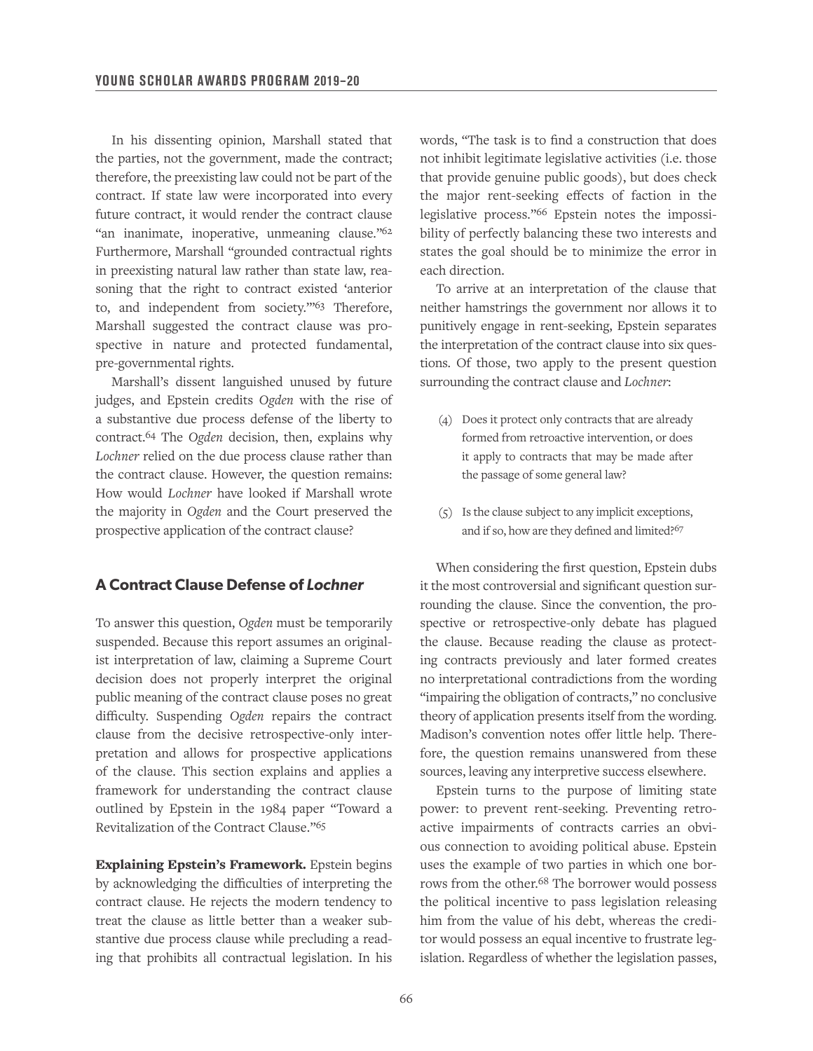In his dissenting opinion, Marshall stated that the parties, not the government, made the contract; therefore, the preexisting law could not be part of the contract. If state law were incorporated into every future contract, it would render the contract clause "an inanimate, inoperative, unmeaning clause."[62] Furthermore, Marshall "grounded contractual rights in preexisting natural law rather than state law, reasoning that the right to contract existed 'anterior to, and independent from society.'"[63] Therefore, Marshall suggested the contract clause was prospective in nature and protected fundamental, pre-governmental rights.

Marshall's dissent languished unused by future judges, and Epstein credits *Ogden* with the rise of a substantive due process defense of the liberty to contract.[64] The *Ogden* decision, then, explains why *Lochner* relied on the due process clause rather than the contract clause. However, the question remains: How would *Lochner* have looked if Marshall wrote the majority in *Ogden* and the Court preserved the prospective application of the contract clause?

## A Contract Clause Defense of *Lochner*

To answer this question, *Ogden* must be temporarily suspended. Because this report assumes an originalist interpretation of law, claiming a Supreme Court decision does not properly interpret the original public meaning of the contract clause poses no great difficulty. Suspending *Ogden* repairs the contract clause from the decisive retrospective-only interpretation and allows for prospective applications of the clause. This section explains and applies a framework for understanding the contract clause outlined by Epstein in the 1984 paper "Toward a Revitalization of the Contract Clause."[65]

**Explaining Epstein's Framework.** Epstein begins by acknowledging the difficulties of interpreting the contract clause. He rejects the modern tendency to treat the clause as little better than a weaker substantive due process clause while precluding a reading that prohibits all contractual legislation. In his words, "The task is to find a construction that does not inhibit legitimate legislative activities (i.e. those that provide genuine public goods), but does check the major rent-seeking effects of faction in the legislative process."[66] Epstein notes the impossibility of perfectly balancing these two interests and states the goal should be to minimize the error in each direction.

To arrive at an interpretation of the clause that neither hamstrings the government nor allows it to punitively engage in rent-seeking, Epstein separates the interpretation of the contract clause into six questions. Of those, two apply to the present question surrounding the contract clause and *Lochner*:

> (4) Does it protect only contracts that are already formed from retroactive intervention, or does it apply to contracts that may be made after the passage of some general law?
>
> (5) Is the clause subject to any implicit exceptions, and if so, how are they defined and limited?[67]

When considering the first question, Epstein dubs it the most controversial and significant question surrounding the clause. Since the convention, the prospective or retrospective-only debate has plagued the clause. Because reading the clause as protecting contracts previously and later formed creates no interpretational contradictions from the wording "impairing the obligation of contracts," no conclusive theory of application presents itself from the wording. Madison's convention notes offer little help. Therefore, the question remains unanswered from these sources, leaving any interpretive success elsewhere.

Epstein turns to the purpose of limiting state power: to prevent rent-seeking. Preventing retroactive impairments of contracts carries an obvious connection to avoiding political abuse. Epstein uses the example of two parties in which one borrows from the other.[68] The borrower would possess the political incentive to pass legislation releasing him from the value of his debt, whereas the creditor would possess an equal incentive to frustrate legislation. Regardless of whether the legislation passes,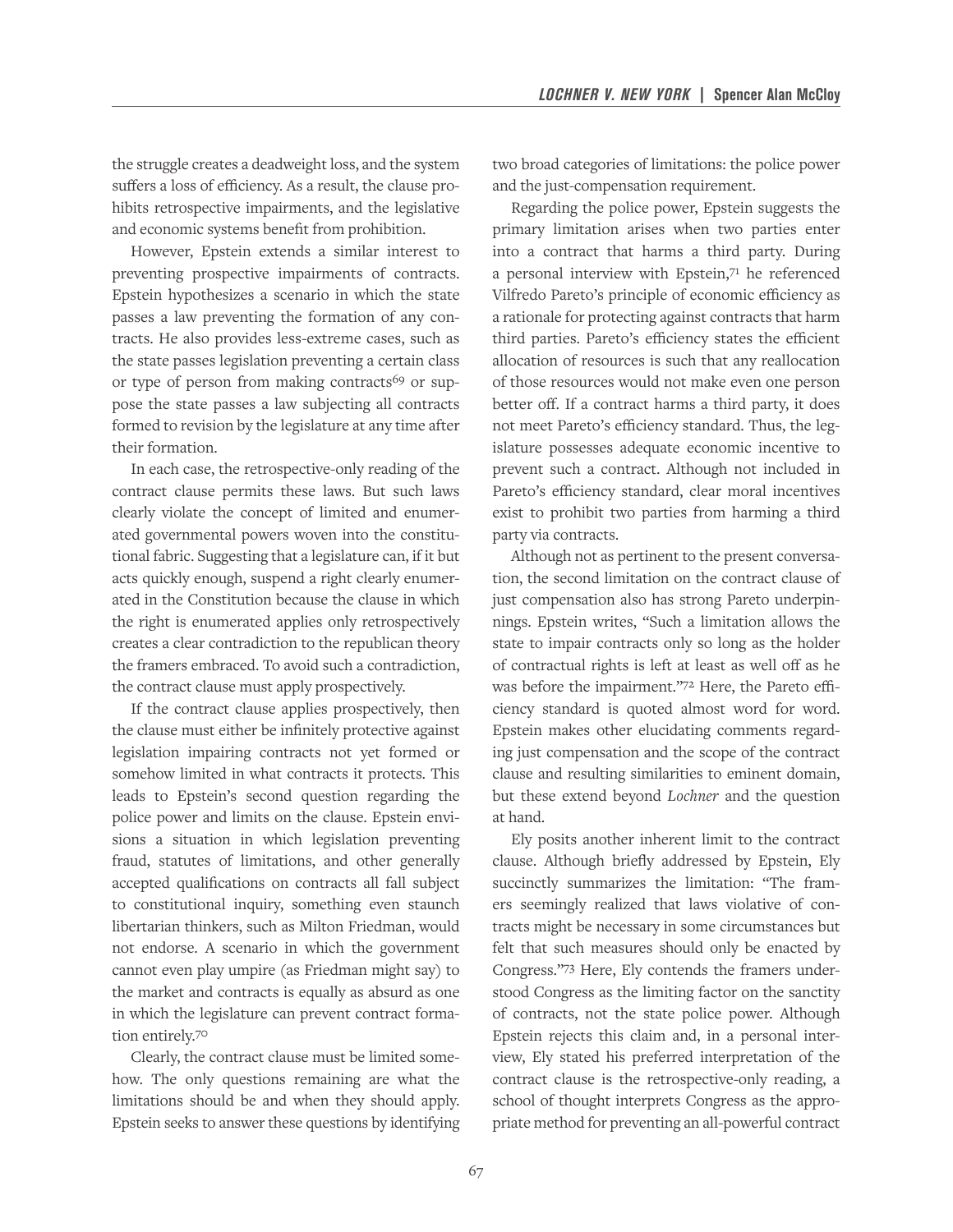the struggle creates a deadweight loss, and the system suffers a loss of efficiency. As a result, the clause prohibits retrospective impairments, and the legislative and economic systems benefit from prohibition.

However, Epstein extends a similar interest to preventing prospective impairments of contracts. Epstein hypothesizes a scenario in which the state passes a law preventing the formation of any contracts. He also provides less-extreme cases, such as the state passes legislation preventing a certain class or type of person from making contracts[69] or suppose the state passes a law subjecting all contracts formed to revision by the legislature at any time after their formation.

In each case, the retrospective-only reading of the contract clause permits these laws. But such laws clearly violate the concept of limited and enumerated governmental powers woven into the constitutional fabric. Suggesting that a legislature can, if it but acts quickly enough, suspend a right clearly enumerated in the Constitution because the clause in which the right is enumerated applies only retrospectively creates a clear contradiction to the republican theory the framers embraced. To avoid such a contradiction, the contract clause must apply prospectively.

If the contract clause applies prospectively, then the clause must either be infinitely protective against legislation impairing contracts not yet formed or somehow limited in what contracts it protects. This leads to Epstein's second question regarding the police power and limits on the clause. Epstein envisions a situation in which legislation preventing fraud, statutes of limitations, and other generally accepted qualifications on contracts all fall subject to constitutional inquiry, something even staunch libertarian thinkers, such as Milton Friedman, would not endorse. A scenario in which the government cannot even play umpire (as Friedman might say) to the market and contracts is equally as absurd as one in which the legislature can prevent contract formation entirely.[70]

Clearly, the contract clause must be limited somehow. The only questions remaining are what the limitations should be and when they should apply. Epstein seeks to answer these questions by identifying two broad categories of limitations: the police power and the just-compensation requirement.

Regarding the police power, Epstein suggests the primary limitation arises when two parties enter into a contract that harms a third party. During a personal interview with Epstein,[71] he referenced Vilfredo Pareto's principle of economic efficiency as a rationale for protecting against contracts that harm third parties. Pareto's efficiency states the efficient allocation of resources is such that any reallocation of those resources would not make even one person better off. If a contract harms a third party, it does not meet Pareto's efficiency standard. Thus, the legislature possesses adequate economic incentive to prevent such a contract. Although not included in Pareto's efficiency standard, clear moral incentives exist to prohibit two parties from harming a third party via contracts.

Although not as pertinent to the present conversation, the second limitation on the contract clause of just compensation also has strong Pareto underpinnings. Epstein writes, "Such a limitation allows the state to impair contracts only so long as the holder of contractual rights is left at least as well off as he was before the impairment."[72] Here, the Pareto efficiency standard is quoted almost word for word. Epstein makes other elucidating comments regarding just compensation and the scope of the contract clause and resulting similarities to eminent domain, but these extend beyond *Lochner* and the question at hand.

Ely posits another inherent limit to the contract clause. Although briefly addressed by Epstein, Ely succinctly summarizes the limitation: "The framers seemingly realized that laws violative of contracts might be necessary in some circumstances but felt that such measures should only be enacted by Congress."[73] Here, Ely contends the framers understood Congress as the limiting factor on the sanctity of contracts, not the state police power. Although Epstein rejects this claim and, in a personal interview, Ely stated his preferred interpretation of the contract clause is the retrospective-only reading, a school of thought interprets Congress as the appropriate method for preventing an all-powerful contract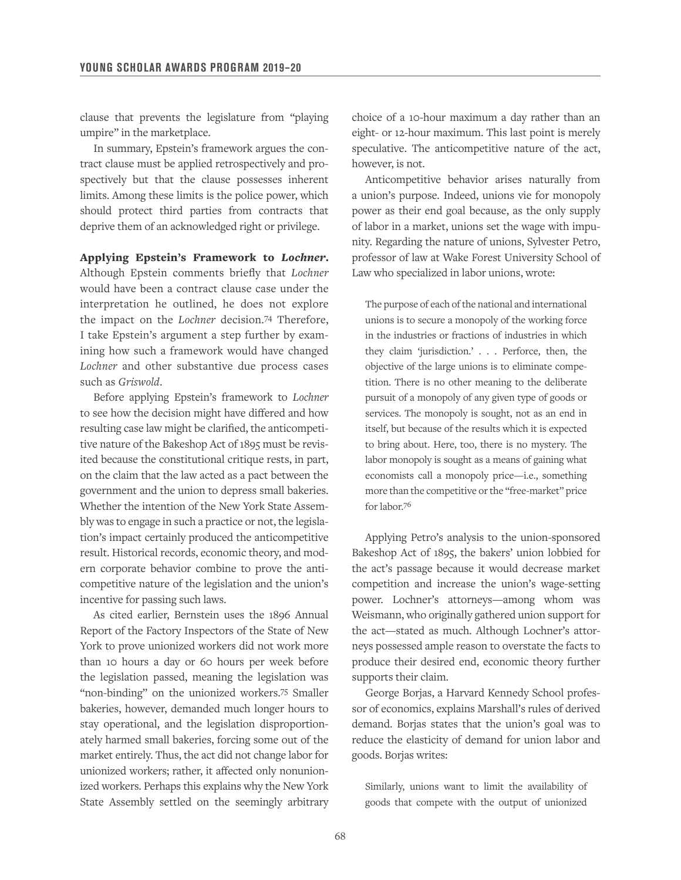clause that prevents the legislature from "playing umpire" in the marketplace.

In summary, Epstein's framework argues the contract clause must be applied retrospectively and prospectively but that the clause possesses inherent limits. Among these limits is the police power, which should protect third parties from contracts that deprive them of an acknowledged right or privilege.

**Applying Epstein's Framework to *Lochner*.** Although Epstein comments briefly that *Lochner* would have been a contract clause case under the interpretation he outlined, he does not explore the impact on the *Lochner* decision.[74] Therefore, I take Epstein's argument a step further by examining how such a framework would have changed *Lochner* and other substantive due process cases such as *Griswold*.

Before applying Epstein's framework to *Lochner* to see how the decision might have differed and how resulting case law might be clarified, the anticompetitive nature of the Bakeshop Act of 1895 must be revisited because the constitutional critique rests, in part, on the claim that the law acted as a pact between the government and the union to depress small bakeries. Whether the intention of the New York State Assembly was to engage in such a practice or not, the legislation's impact certainly produced the anticompetitive result. Historical records, economic theory, and modern corporate behavior combine to prove the anticompetitive nature of the legislation and the union's incentive for passing such laws.

As cited earlier, Bernstein uses the 1896 Annual Report of the Factory Inspectors of the State of New York to prove unionized workers did not work more than 10 hours a day or 60 hours per week before the legislation passed, meaning the legislation was "non-binding" on the unionized workers.[75] Smaller bakeries, however, demanded much longer hours to stay operational, and the legislation disproportionately harmed small bakeries, forcing some out of the market entirely. Thus, the act did not change labor for unionized workers; rather, it affected only nonunionized workers. Perhaps this explains why the New York State Assembly settled on the seemingly arbitrary choice of a 10-hour maximum a day rather than an eight- or 12-hour maximum. This last point is merely speculative. The anticompetitive nature of the act, however, is not.

Anticompetitive behavior arises naturally from a union's purpose. Indeed, unions vie for monopoly power as their end goal because, as the only supply of labor in a market, unions set the wage with impunity. Regarding the nature of unions, Sylvester Petro, professor of law at Wake Forest University School of Law who specialized in labor unions, wrote:

> The purpose of each of the national and international unions is to secure a monopoly of the working force in the industries or fractions of industries in which they claim 'jurisdiction.' . . . Perforce, then, the objective of the large unions is to eliminate competition. There is no other meaning to the deliberate pursuit of a monopoly of any given type of goods or services. The monopoly is sought, not as an end in itself, but because of the results which it is expected to bring about. Here, too, there is no mystery. The labor monopoly is sought as a means of gaining what economists call a monopoly price—i.e., something more than the competitive or the "free-market" price for labor.[76]

Applying Petro's analysis to the union-sponsored Bakeshop Act of 1895, the bakers' union lobbied for the act's passage because it would decrease market competition and increase the union's wage-setting power. Lochner's attorneys—among whom was Weismann, who originally gathered union support for the act—stated as much. Although Lochner's attorneys possessed ample reason to overstate the facts to produce their desired end, economic theory further supports their claim.

George Borjas, a Harvard Kennedy School professor of economics, explains Marshall's rules of derived demand. Borjas states that the union's goal was to reduce the elasticity of demand for union labor and goods. Borjas writes:

> Similarly, unions want to limit the availability of goods that compete with the output of unionized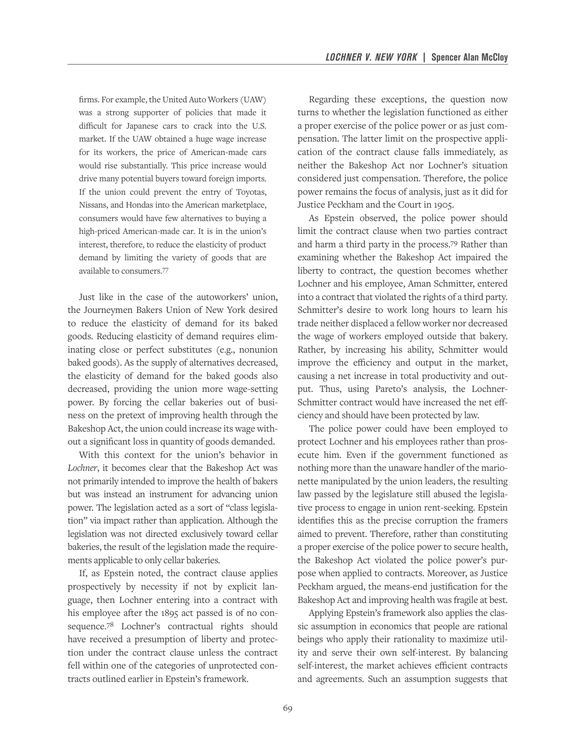> firms. For example, the United Auto Workers (UAW) was a strong supporter of policies that made it difficult for Japanese cars to crack into the U.S. market. If the UAW obtained a huge wage increase for its workers, the price of American-made cars would rise substantially. This price increase would drive many potential buyers toward foreign imports. If the union could prevent the entry of Toyotas, Nissans, and Hondas into the American marketplace, consumers would have few alternatives to buying a high-priced American-made car. It is in the union's interest, therefore, to reduce the elasticity of product demand by limiting the variety of goods that are available to consumers.[77]

Just like in the case of the autoworkers' union, the Journeymen Bakers Union of New York desired to reduce the elasticity of demand for its baked goods. Reducing elasticity of demand requires eliminating close or perfect substitutes (e.g., nonunion baked goods). As the supply of alternatives decreased, the elasticity of demand for the baked goods also decreased, providing the union more wage-setting power. By forcing the cellar bakeries out of business on the pretext of improving health through the Bakeshop Act, the union could increase its wage without a significant loss in quantity of goods demanded.

With this context for the union's behavior in *Lochner*, it becomes clear that the Bakeshop Act was not primarily intended to improve the health of bakers but was instead an instrument for advancing union power. The legislation acted as a sort of "class legislation" via impact rather than application. Although the legislation was not directed exclusively toward cellar bakeries, the result of the legislation made the requirements applicable to only cellar bakeries.

If, as Epstein noted, the contract clause applies prospectively by necessity if not by explicit language, then Lochner entering into a contract with his employee after the 1895 act passed is of no consequence.[78] Lochner's contractual rights should have received a presumption of liberty and protection under the contract clause unless the contract fell within one of the categories of unprotected contracts outlined earlier in Epstein's framework.

Regarding these exceptions, the question now turns to whether the legislation functioned as either a proper exercise of the police power or as just compensation. The latter limit on the prospective application of the contract clause falls immediately, as neither the Bakeshop Act nor Lochner's situation considered just compensation. Therefore, the police power remains the focus of analysis, just as it did for Justice Peckham and the Court in 1905.

As Epstein observed, the police power should limit the contract clause when two parties contract and harm a third party in the process.[79] Rather than examining whether the Bakeshop Act impaired the liberty to contract, the question becomes whether Lochner and his employee, Aman Schmitter, entered into a contract that violated the rights of a third party. Schmitter's desire to work long hours to learn his trade neither displaced a fellow worker nor decreased the wage of workers employed outside that bakery. Rather, by increasing his ability, Schmitter would improve the efficiency and output in the market, causing a net increase in total productivity and output. Thus, using Pareto's analysis, the Lochner-Schmitter contract would have increased the net efficiency and should have been protected by law.

The police power could have been employed to protect Lochner and his employees rather than prosecute him. Even if the government functioned as nothing more than the unaware handler of the marionette manipulated by the union leaders, the resulting law passed by the legislature still abused the legislative process to engage in union rent-seeking. Epstein identifies this as the precise corruption the framers aimed to prevent. Therefore, rather than constituting a proper exercise of the police power to secure health, the Bakeshop Act violated the police power's purpose when applied to contracts. Moreover, as Justice Peckham argued, the means-end justification for the Bakeshop Act and improving health was fragile at best.

Applying Epstein's framework also applies the classic assumption in economics that people are rational beings who apply their rationality to maximize utility and serve their own self-interest. By balancing self-interest, the market achieves efficient contracts and agreements. Such an assumption suggests that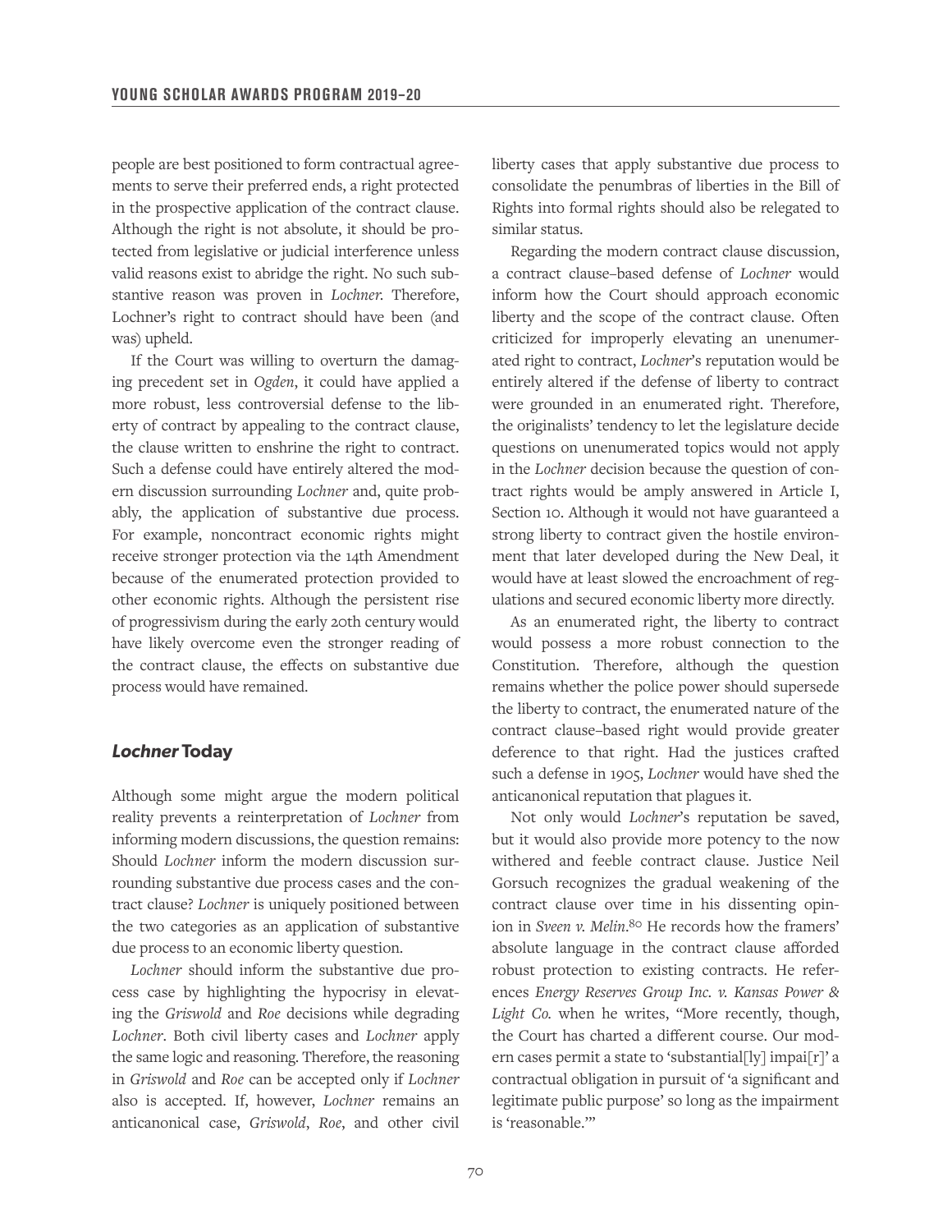people are best positioned to form contractual agreements to serve their preferred ends, a right protected in the prospective application of the contract clause. Although the right is not absolute, it should be protected from legislative or judicial interference unless valid reasons exist to abridge the right. No such substantive reason was proven in *Lochner*. Therefore, Lochner's right to contract should have been (and was) upheld.

If the Court was willing to overturn the damaging precedent set in *Ogden*, it could have applied a more robust, less controversial defense to the liberty of contract by appealing to the contract clause, the clause written to enshrine the right to contract. Such a defense could have entirely altered the modern discussion surrounding *Lochner* and, quite probably, the application of substantive due process. For example, noncontract economic rights might receive stronger protection via the 14th Amendment because of the enumerated protection provided to other economic rights. Although the persistent rise of progressivism during the early 20th century would have likely overcome even the stronger reading of the contract clause, the effects on substantive due process would have remained.

## *Lochner* Today

Although some might argue the modern political reality prevents a reinterpretation of *Lochner* from informing modern discussions, the question remains: Should *Lochner* inform the modern discussion surrounding substantive due process cases and the contract clause? *Lochner* is uniquely positioned between the two categories as an application of substantive due process to an economic liberty question.

*Lochner* should inform the substantive due process case by highlighting the hypocrisy in elevating the *Griswold* and *Roe* decisions while degrading *Lochner*. Both civil liberty cases and *Lochner* apply the same logic and reasoning. Therefore, the reasoning in *Griswold* and *Roe* can be accepted only if *Lochner* also is accepted. If, however, *Lochner* remains an anticanonical case, *Griswold*, *Roe*, and other civil liberty cases that apply substantive due process to consolidate the penumbras of liberties in the Bill of Rights into formal rights should also be relegated to similar status.

Regarding the modern contract clause discussion, a contract clause–based defense of *Lochner* would inform how the Court should approach economic liberty and the scope of the contract clause. Often criticized for improperly elevating an unenumerated right to contract, *Lochner*'s reputation would be entirely altered if the defense of liberty to contract were grounded in an enumerated right. Therefore, the originalists' tendency to let the legislature decide questions on unenumerated topics would not apply in the *Lochner* decision because the question of contract rights would be amply answered in Article I, Section 10. Although it would not have guaranteed a strong liberty to contract given the hostile environment that later developed during the New Deal, it would have at least slowed the encroachment of regulations and secured economic liberty more directly.

As an enumerated right, the liberty to contract would possess a more robust connection to the Constitution. Therefore, although the question remains whether the police power should supersede the liberty to contract, the enumerated nature of the contract clause–based right would provide greater deference to that right. Had the justices crafted such a defense in 1905, *Lochner* would have shed the anticanonical reputation that plagues it.

Not only would *Lochner*'s reputation be saved, but it would also provide more potency to the now withered and feeble contract clause. Justice Neil Gorsuch recognizes the gradual weakening of the contract clause over time in his dissenting opinion in *Sveen v. Melin*.[80] He records how the framers' absolute language in the contract clause afforded robust protection to existing contracts. He references *Energy Reserves Group Inc. v. Kansas Power & Light Co.* when he writes, "More recently, though, the Court has charted a different course. Our modern cases permit a state to 'substantial[ly] impai[r]' a contractual obligation in pursuit of 'a significant and legitimate public purpose' so long as the impairment is 'reasonable.'"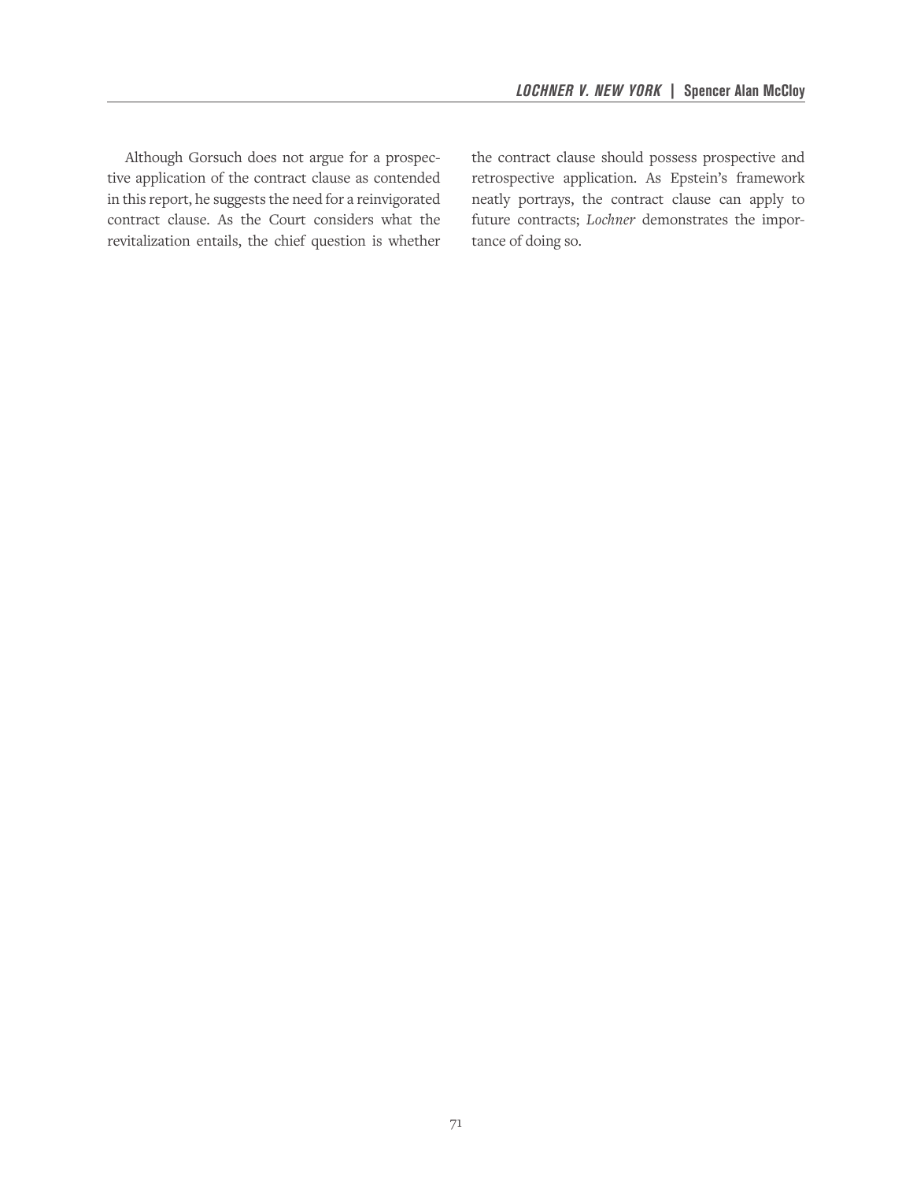Although Gorsuch does not argue for a prospective application of the contract clause as contended in this report, he suggests the need for a reinvigorated contract clause. As the Court considers what the revitalization entails, the chief question is whether the contract clause should possess prospective and retrospective application. As Epstein's framework neatly portrays, the contract clause can apply to future contracts; *Lochner* demonstrates the importance of doing so.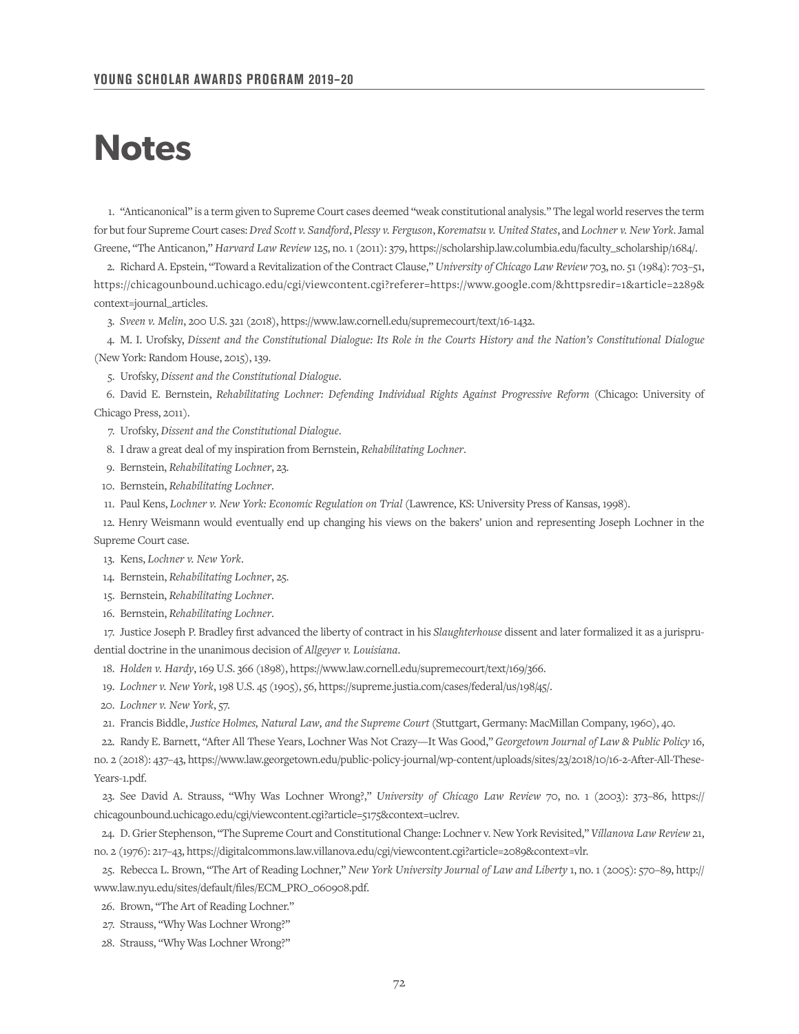# Notes

1. "Anticanonical" is a term given to Supreme Court cases deemed "weak constitutional analysis." The legal world reserves the term for but four Supreme Court cases: *Dred Scott v. Sandford*, *Plessy v. Ferguson*, *Korematsu v. United States*, and *Lochner v. New York*. Jamal Greene, "The Anticanon," *Harvard Law Review* 125, no. 1 (2011): 379, https://scholarship.law.columbia.edu/faculty_scholarship/1684/.

2. Richard A. Epstein, "Toward a Revitalization of the Contract Clause," *University of Chicago Law Review* 703, no. 51 (1984): 703–51, https://chicagounbound.uchicago.edu/cgi/viewcontent.cgi?referer=https://www.google.com/&httpsredir=1&article=2289&context=journal_articles.

3. *Sveen v. Melin*, 200 U.S. 321 (2018), https://www.law.cornell.edu/supremecourt/text/16-1432.

4. M. I. Urofsky, *Dissent and the Constitutional Dialogue: Its Role in the Courts History and the Nation's Constitutional Dialogue* (New York: Random House, 2015), 139.

5. Urofsky, *Dissent and the Constitutional Dialogue*.

6. David E. Bernstein, *Rehabilitating Lochner: Defending Individual Rights Against Progressive Reform* (Chicago: University of Chicago Press, 2011).

7. Urofsky, *Dissent and the Constitutional Dialogue*.

8. I draw a great deal of my inspiration from Bernstein, *Rehabilitating Lochner*.

9. Bernstein, *Rehabilitating Lochner*, 23.

10. Bernstein, *Rehabilitating Lochner*.

11. Paul Kens, *Lochner v. New York: Economic Regulation on Trial* (Lawrence, KS: University Press of Kansas, 1998).

12. Henry Weismann would eventually end up changing his views on the bakers' union and representing Joseph Lochner in the Supreme Court case.

13. Kens, *Lochner v. New York*.

14. Bernstein, *Rehabilitating Lochner*, 25.

15. Bernstein, *Rehabilitating Lochner*.

16. Bernstein, *Rehabilitating Lochner*.

17. Justice Joseph P. Bradley first advanced the liberty of contract in his *Slaughterhouse* dissent and later formalized it as a jurisprudential doctrine in the unanimous decision of *Allgeyer v. Louisiana*.

18. *Holden v. Hardy*, 169 U.S. 366 (1898), https://www.law.cornell.edu/supremecourt/text/169/366.

19. *Lochner v. New York*, 198 U.S. 45 (1905), 56, https://supreme.justia.com/cases/federal/us/198/45/.

20. *Lochner v. New York*, 57.

21. Francis Biddle, *Justice Holmes, Natural Law, and the Supreme Court* (Stuttgart, Germany: MacMillan Company, 1960), 40.

22. Randy E. Barnett, "After All These Years, Lochner Was Not Crazy—It Was Good," *Georgetown Journal of Law & Public Policy* 16, no. 2 (2018): 437–43, https://www.law.georgetown.edu/public-policy-journal/wp-content/uploads/sites/23/2018/10/16-2-After-All-These-Years-1.pdf.

23. See David A. Strauss, "Why Was Lochner Wrong?," *University of Chicago Law Review* 70, no. 1 (2003): 373–86, https://chicagounbound.uchicago.edu/cgi/viewcontent.cgi?article=5175&context=uclrev.

24. D. Grier Stephenson, "The Supreme Court and Constitutional Change: Lochner v. New York Revisited," *Villanova Law Review* 21, no. 2 (1976): 217–43, https://digitalcommons.law.villanova.edu/cgi/viewcontent.cgi?article=2089&context=vlr.

25. Rebecca L. Brown, "The Art of Reading Lochner," *New York University Journal of Law and Liberty* 1, no. 1 (2005): 570–89, http://www.law.nyu.edu/sites/default/files/ECM_PRO_060908.pdf.

26. Brown, "The Art of Reading Lochner."

27. Strauss, "Why Was Lochner Wrong?"

28. Strauss, "Why Was Lochner Wrong?"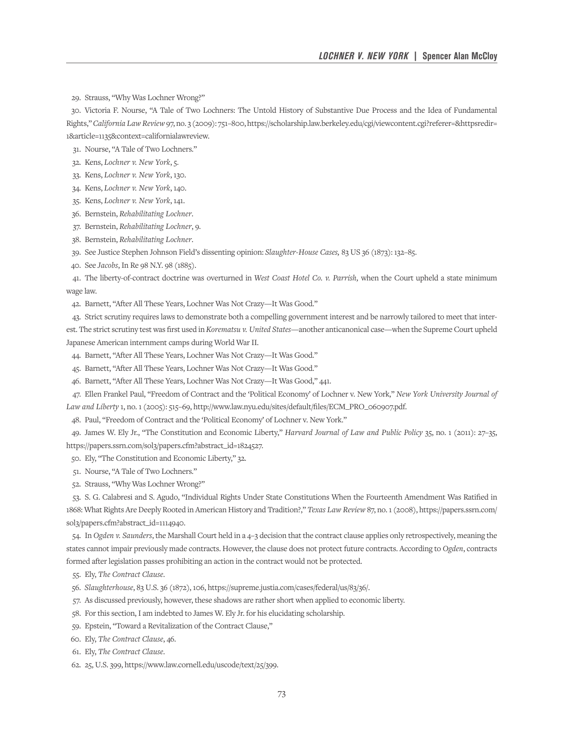29. Strauss, "Why Was Lochner Wrong?"

30. Victoria F. Nourse, "A Tale of Two Lochners: The Untold History of Substantive Due Process and the Idea of Fundamental Rights," *California Law Review* 97, no. 3 (2009): 751–800, https://scholarship.law.berkeley.edu/cgi/viewcontent.cgi?referer=&httpsredir=1&article=1135&context=californialawreview.

31. Nourse, "A Tale of Two Lochners."

32. Kens, *Lochner v. New York*, 5.

33. Kens, *Lochner v. New York*, 130.

34. Kens, *Lochner v. New York*, 140.

35. Kens, *Lochner v. New York*, 141.

36. Bernstein, *Rehabilitating Lochner*.

37. Bernstein, *Rehabilitating Lochner*, 9.

38. Bernstein, *Rehabilitating Lochner*.

39. See Justice Stephen Johnson Field's dissenting opinion: *Slaughter-House Cases,* 83 US 36 (1873): 132–85.

40. See *Jacobs*, In Re 98 N.Y. 98 (1885).

41. The liberty-of-contract doctrine was overturned in *West Coast Hotel Co. v. Parrish,* when the Court upheld a state minimum wage law.

42. Barnett, "After All These Years, Lochner Was Not Crazy—It Was Good."

43. Strict scrutiny requires laws to demonstrate both a compelling government interest and be narrowly tailored to meet that interest. The strict scrutiny test was first used in *Korematsu v. United States*—another anticanonical case—when the Supreme Court upheld Japanese American internment camps during World War II.

44. Barnett, "After All These Years, Lochner Was Not Crazy—It Was Good."

45. Barnett, "After All These Years, Lochner Was Not Crazy—It Was Good."

46. Barnett, "After All These Years, Lochner Was Not Crazy—It Was Good," 441.

47. Ellen Frankel Paul, "Freedom of Contract and the 'Political Economy' of Lochner v. New York," *New York University Journal of Law and Liberty* 1, no. 1 (2005): 515–69, http://www.law.nyu.edu/sites/default/files/ECM_PRO_060907.pdf.

48. Paul, "Freedom of Contract and the 'Political Economy' of Lochner v. New York."

49. James W. Ely Jr., "The Constitution and Economic Liberty," *Harvard Journal of Law and Public Policy* 35, no. 1 (2011): 27–35, https://papers.ssrn.com/sol3/papers.cfm?abstract_id=1824527.

50. Ely, "The Constitution and Economic Liberty," 32.

51. Nourse, "A Tale of Two Lochners."

52. Strauss, "Why Was Lochner Wrong?"

53. S. G. Calabresi and S. Agudo, "Individual Rights Under State Constitutions When the Fourteenth Amendment Was Ratified in 1868: What Rights Are Deeply Rooted in American History and Tradition?," *Texas Law Review* 87, no. 1 (2008), https://papers.ssrn.com/sol3/papers.cfm?abstract_id=1114940.

54. In *Ogden v. Saunders*, the Marshall Court held in a 4–3 decision that the contract clause applies only retrospectively, meaning the states cannot impair previously made contracts. However, the clause does not protect future contracts. According to *Ogden*, contracts formed after legislation passes prohibiting an action in the contract would not be protected.

55. Ely, *The Contract Clause*.

56. *Slaughterhouse*, 83 U.S. 36 (1872), 106, https://supreme.justia.com/cases/federal/us/83/36/.

57. As discussed previously, however, these shadows are rather short when applied to economic liberty.

58. For this section, I am indebted to James W. Ely Jr. for his elucidating scholarship.

59. Epstein, "Toward a Revitalization of the Contract Clause,"

60. Ely, *The Contract Clause*, 46.

61. Ely, *The Contract Clause*.

62. 25, U.S. 399, https://www.law.cornell.edu/uscode/text/25/399.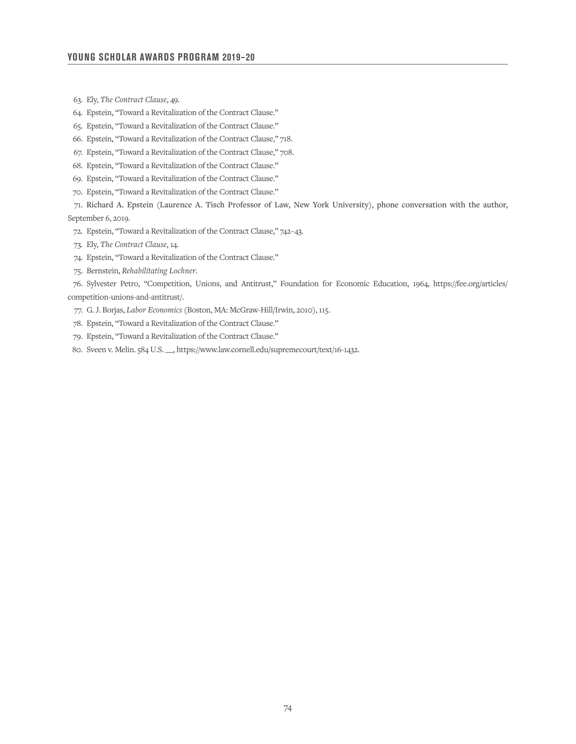63. Ely, *The Contract Clause*, 49.
64. Epstein, "Toward a Revitalization of the Contract Clause."
65. Epstein, "Toward a Revitalization of the Contract Clause."
66. Epstein, "Toward a Revitalization of the Contract Clause," 718.
67. Epstein, "Toward a Revitalization of the Contract Clause," 708.
68. Epstein, "Toward a Revitalization of the Contract Clause."
69. Epstein, "Toward a Revitalization of the Contract Clause."
70. Epstein, "Toward a Revitalization of the Contract Clause."
71. Richard A. Epstein (Laurence A. Tisch Professor of Law, New York University), phone conversation with the author, September 6, 2019.
72. Epstein, "Toward a Revitalization of the Contract Clause," 742–43.
73. Ely, *The Contract Clause*, 14.
74. Epstein, "Toward a Revitalization of the Contract Clause."
75. Bernstein, *Rehabilitating Lochner*.
76. Sylvester Petro, "Competition, Unions, and Antitrust," Foundation for Economic Education, 1964, https://fee.org/articles/competition-unions-and-antitrust/.
77. G. J. Borjas, *Labor Economics* (Boston, MA: McGraw-Hill/Irwin, 2010), 115.
78. Epstein, "Toward a Revitalization of the Contract Clause."
79. Epstein, "Toward a Revitalization of the Contract Clause."
80. Sveen v. Melin. 584 U.S. __, https://www.law.cornell.edu/supremecourt/text/16-1432.